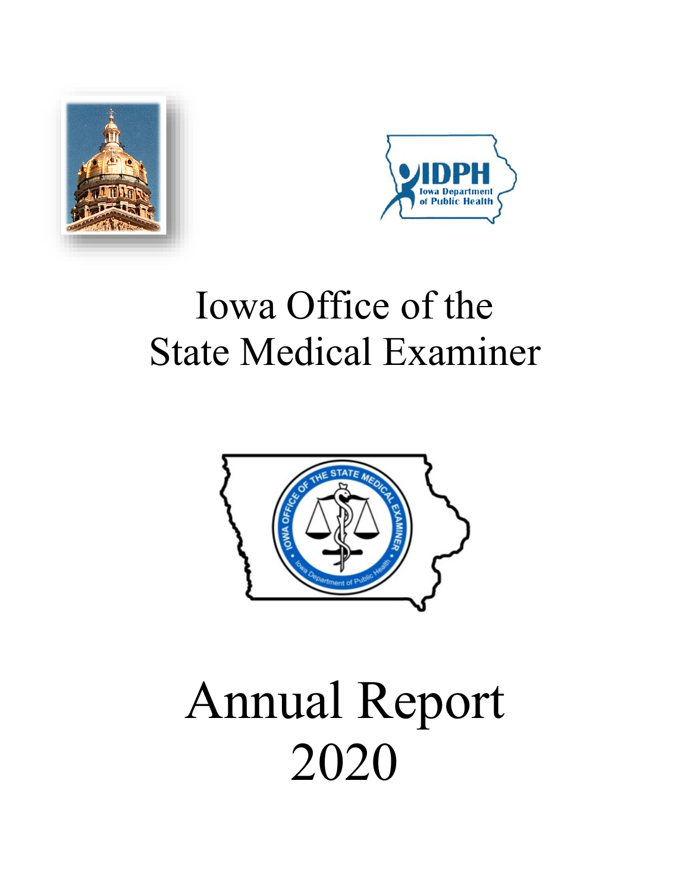# Iowa Office of the State Medical Examiner

# Annual Report 2020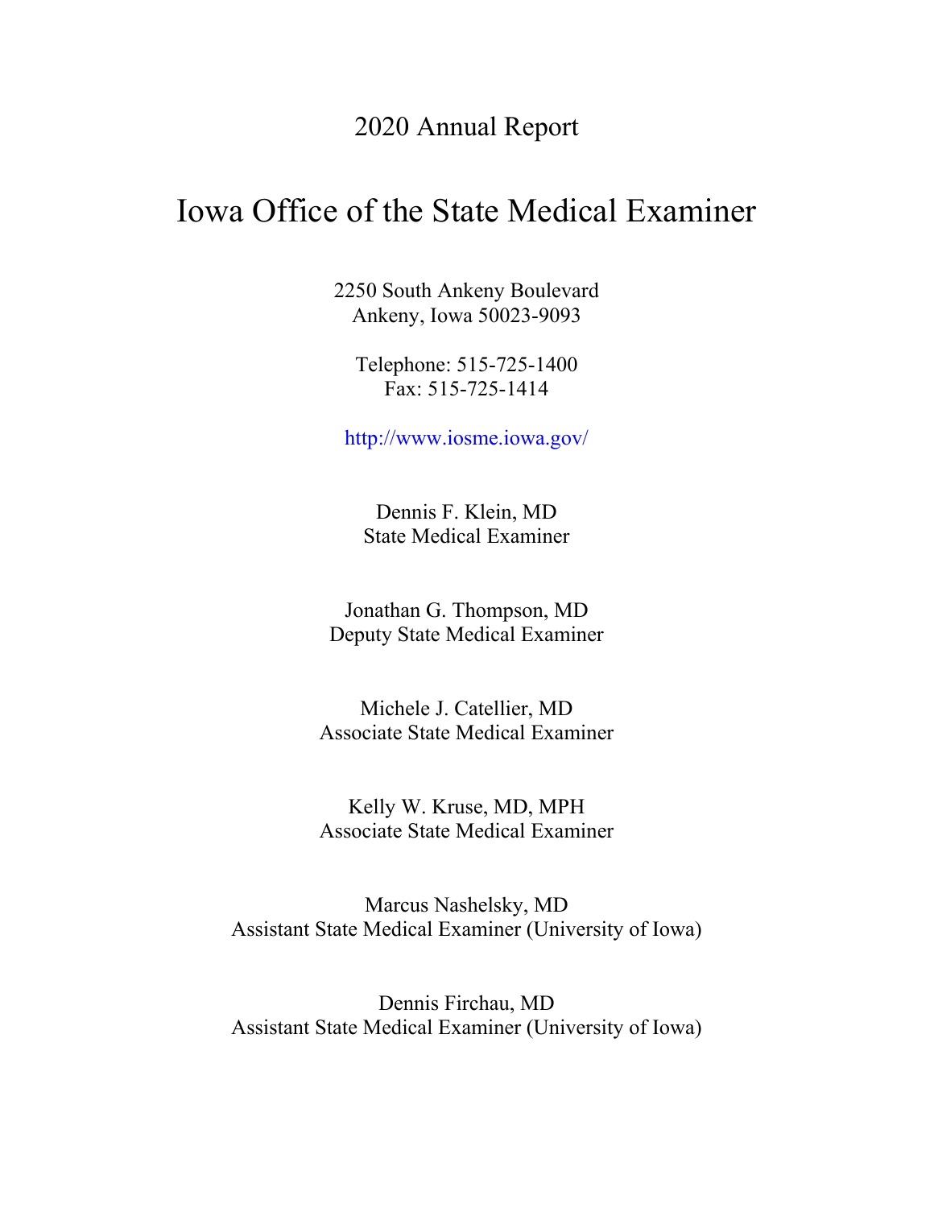# 2020 Annual Report

# Iowa Office of the State Medical Examiner

2250 South Ankeny Boulevard
Ankeny, Iowa 50023-9093

Telephone: 515-725-1400
Fax: 515-725-1414

http://www.iosme.iowa.gov/

Dennis F. Klein, MD
State Medical Examiner

Jonathan G. Thompson, MD
Deputy State Medical Examiner

Michele J. Catellier, MD
Associate State Medical Examiner

Kelly W. Kruse, MD, MPH
Associate State Medical Examiner

Marcus Nashelsky, MD
Assistant State Medical Examiner (University of Iowa)

Dennis Firchau, MD
Assistant State Medical Examiner (University of Iowa)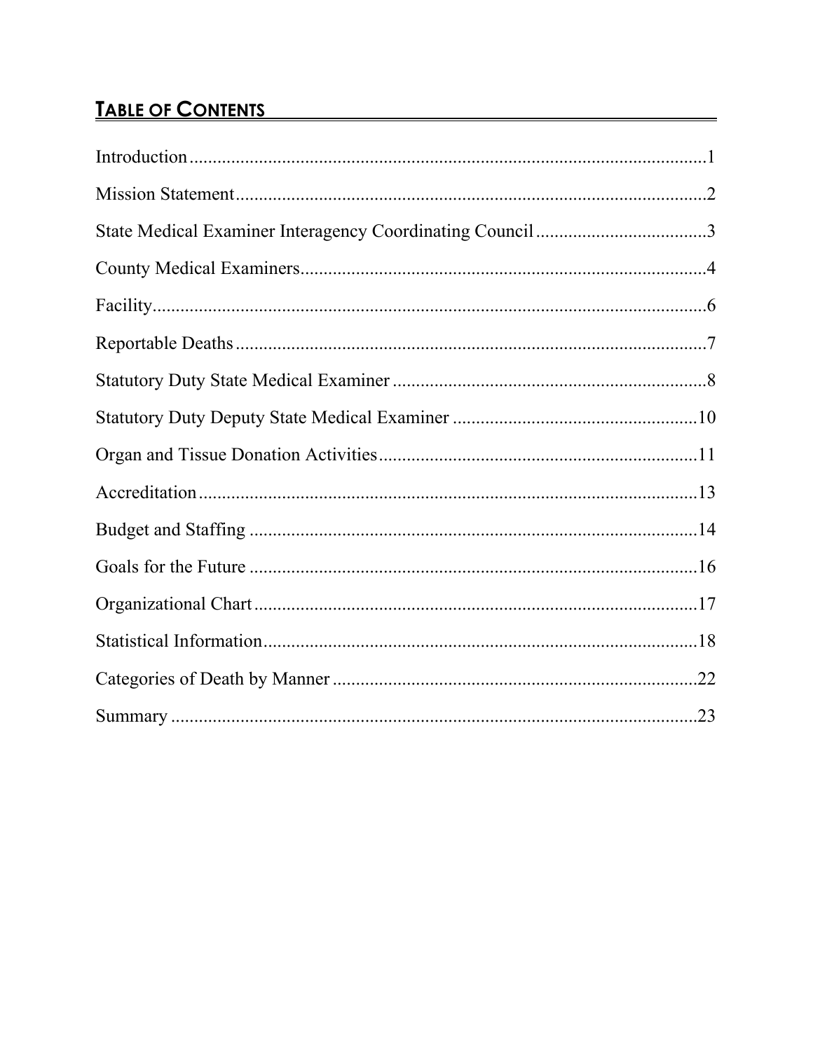# TABLE OF CONTENTS

Introduction ........................................................................................................1

Mission Statement ................................................................................................2

State Medical Examiner Interagency Coordinating Council ....................................3

County Medical Examiners....................................................................................4

Facility..................................................................................................................6

Reportable Deaths ................................................................................................7

Statutory Duty State Medical Examiner ...............................................................8

Statutory Duty Deputy State Medical Examiner ..................................................10

Organ and Tissue Donation Activities..................................................................11

Accreditation.......................................................................................................13

Budget and Staffing ............................................................................................14

Goals for the Future ............................................................................................16

Organizational Chart ...........................................................................................17

Statistical Information.........................................................................................18

Categories of Death by Manner ..........................................................................22

Summary ............................................................................................................23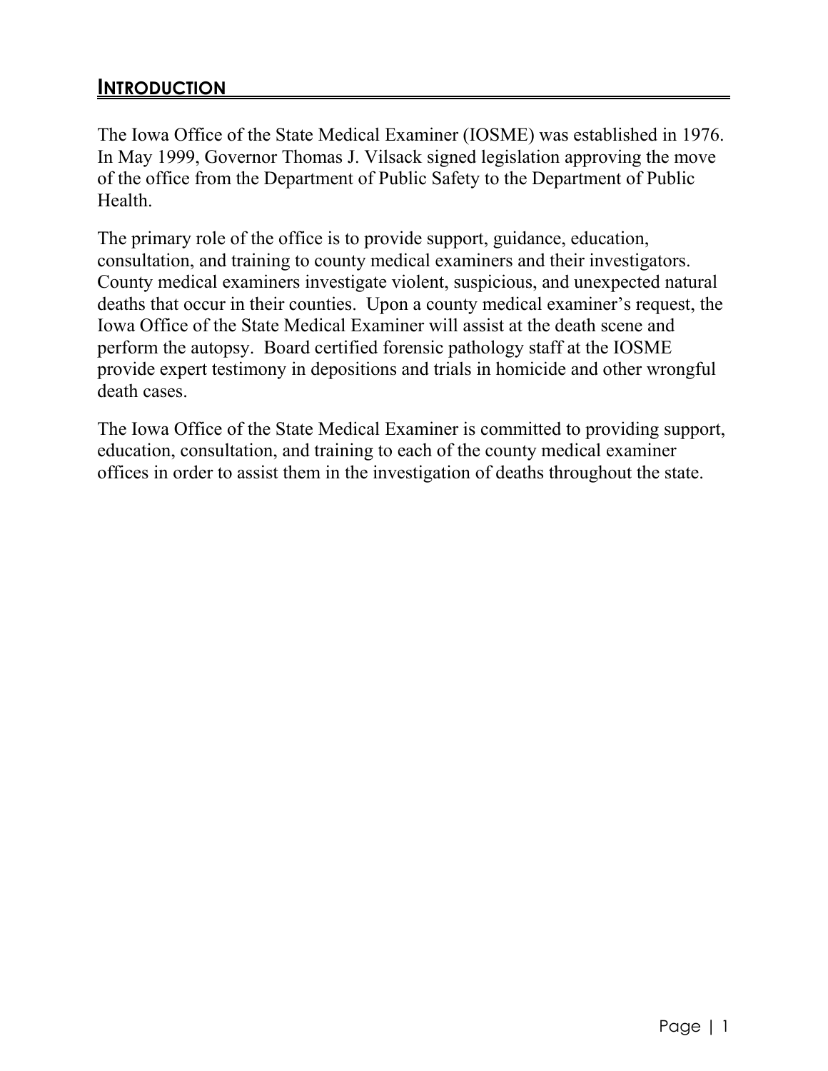## INTRODUCTION

The Iowa Office of the State Medical Examiner (IOSME) was established in 1976. In May 1999, Governor Thomas J. Vilsack signed legislation approving the move of the office from the Department of Public Safety to the Department of Public Health.

The primary role of the office is to provide support, guidance, education, consultation, and training to county medical examiners and their investigators. County medical examiners investigate violent, suspicious, and unexpected natural deaths that occur in their counties. Upon a county medical examiner's request, the Iowa Office of the State Medical Examiner will assist at the death scene and perform the autopsy. Board certified forensic pathology staff at the IOSME provide expert testimony in depositions and trials in homicide and other wrongful death cases.

The Iowa Office of the State Medical Examiner is committed to providing support, education, consultation, and training to each of the county medical examiner offices in order to assist them in the investigation of deaths throughout the state.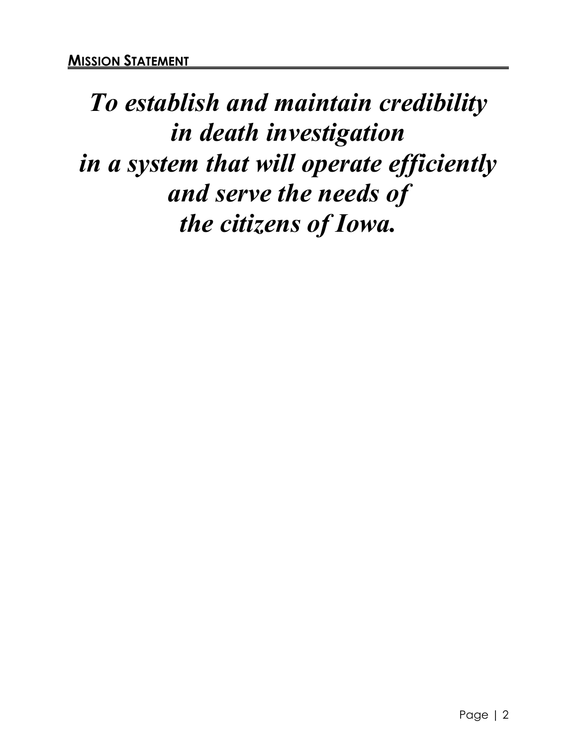## MISSION STATEMENT

***To establish and maintain credibility in death investigation in a system that will operate efficiently and serve the needs of the citizens of Iowa.***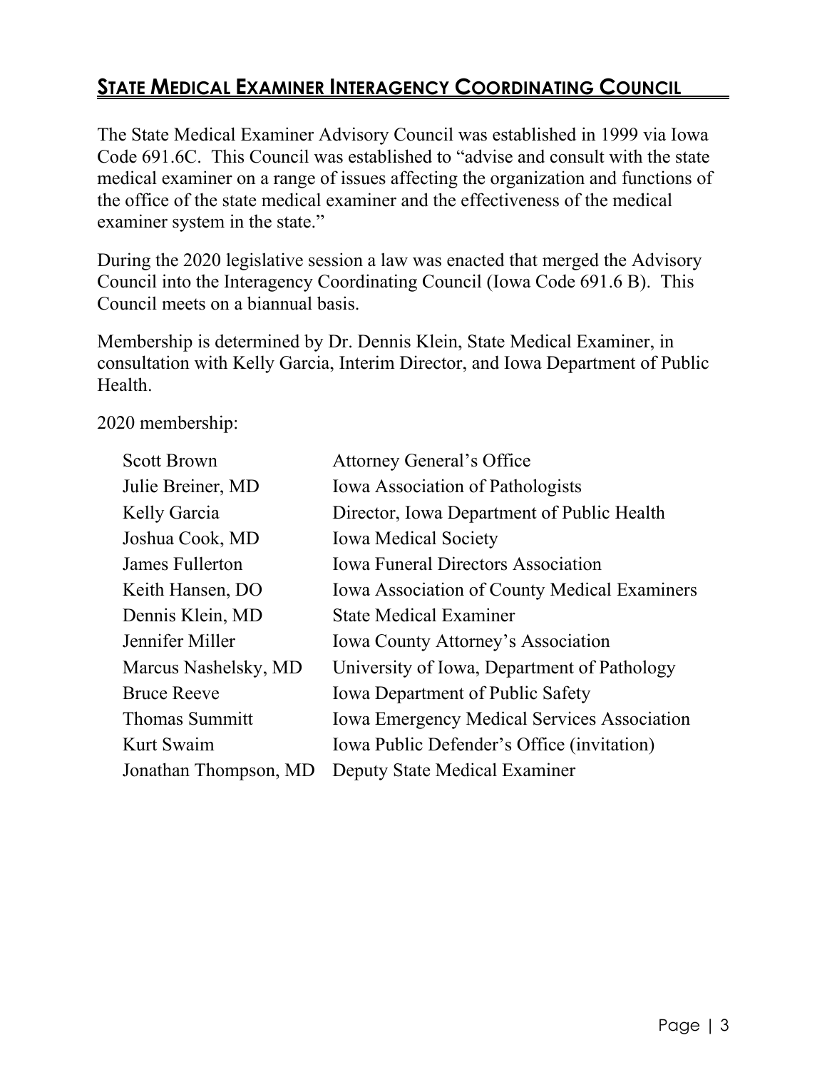## STATE MEDICAL EXAMINER INTERAGENCY COORDINATING COUNCIL

The State Medical Examiner Advisory Council was established in 1999 via Iowa Code 691.6C. This Council was established to "advise and consult with the state medical examiner on a range of issues affecting the organization and functions of the office of the state medical examiner and the effectiveness of the medical examiner system in the state."

During the 2020 legislative session a law was enacted that merged the Advisory Council into the Interagency Coordinating Council (Iowa Code 691.6 B). This Council meets on a biannual basis.

Membership is determined by Dr. Dennis Klein, State Medical Examiner, in consultation with Kelly Garcia, Interim Director, and Iowa Department of Public Health.

2020 membership:

| | |
|---|---|
| Scott Brown | Attorney General's Office |
| Julie Breiner, MD | Iowa Association of Pathologists |
| Kelly Garcia | Director, Iowa Department of Public Health |
| Joshua Cook, MD | Iowa Medical Society |
| James Fullerton | Iowa Funeral Directors Association |
| Keith Hansen, DO | Iowa Association of County Medical Examiners |
| Dennis Klein, MD | State Medical Examiner |
| Jennifer Miller | Iowa County Attorney's Association |
| Marcus Nashelsky, MD | University of Iowa, Department of Pathology |
| Bruce Reeve | Iowa Department of Public Safety |
| Thomas Summitt | Iowa Emergency Medical Services Association |
| Kurt Swaim | Iowa Public Defender's Office (invitation) |
| Jonathan Thompson, MD | Deputy State Medical Examiner |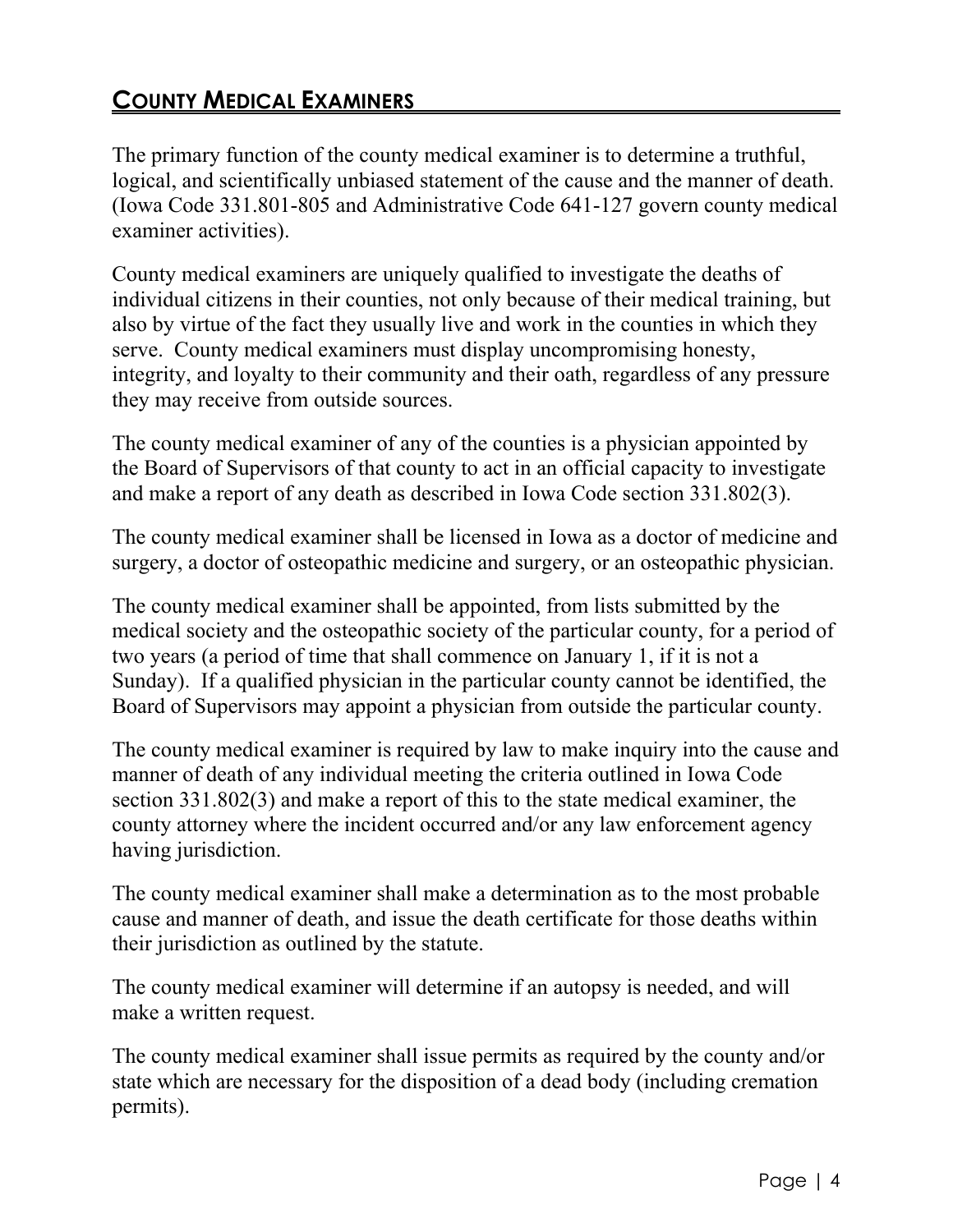## COUNTY MEDICAL EXAMINERS

The primary function of the county medical examiner is to determine a truthful, logical, and scientifically unbiased statement of the cause and the manner of death. (Iowa Code 331.801-805 and Administrative Code 641-127 govern county medical examiner activities).

County medical examiners are uniquely qualified to investigate the deaths of individual citizens in their counties, not only because of their medical training, but also by virtue of the fact they usually live and work in the counties in which they serve. County medical examiners must display uncompromising honesty, integrity, and loyalty to their community and their oath, regardless of any pressure they may receive from outside sources.

The county medical examiner of any of the counties is a physician appointed by the Board of Supervisors of that county to act in an official capacity to investigate and make a report of any death as described in Iowa Code section 331.802(3).

The county medical examiner shall be licensed in Iowa as a doctor of medicine and surgery, a doctor of osteopathic medicine and surgery, or an osteopathic physician.

The county medical examiner shall be appointed, from lists submitted by the medical society and the osteopathic society of the particular county, for a period of two years (a period of time that shall commence on January 1, if it is not a Sunday). If a qualified physician in the particular county cannot be identified, the Board of Supervisors may appoint a physician from outside the particular county.

The county medical examiner is required by law to make inquiry into the cause and manner of death of any individual meeting the criteria outlined in Iowa Code section 331.802(3) and make a report of this to the state medical examiner, the county attorney where the incident occurred and/or any law enforcement agency having jurisdiction.

The county medical examiner shall make a determination as to the most probable cause and manner of death, and issue the death certificate for those deaths within their jurisdiction as outlined by the statute.

The county medical examiner will determine if an autopsy is needed, and will make a written request.

The county medical examiner shall issue permits as required by the county and/or state which are necessary for the disposition of a dead body (including cremation permits).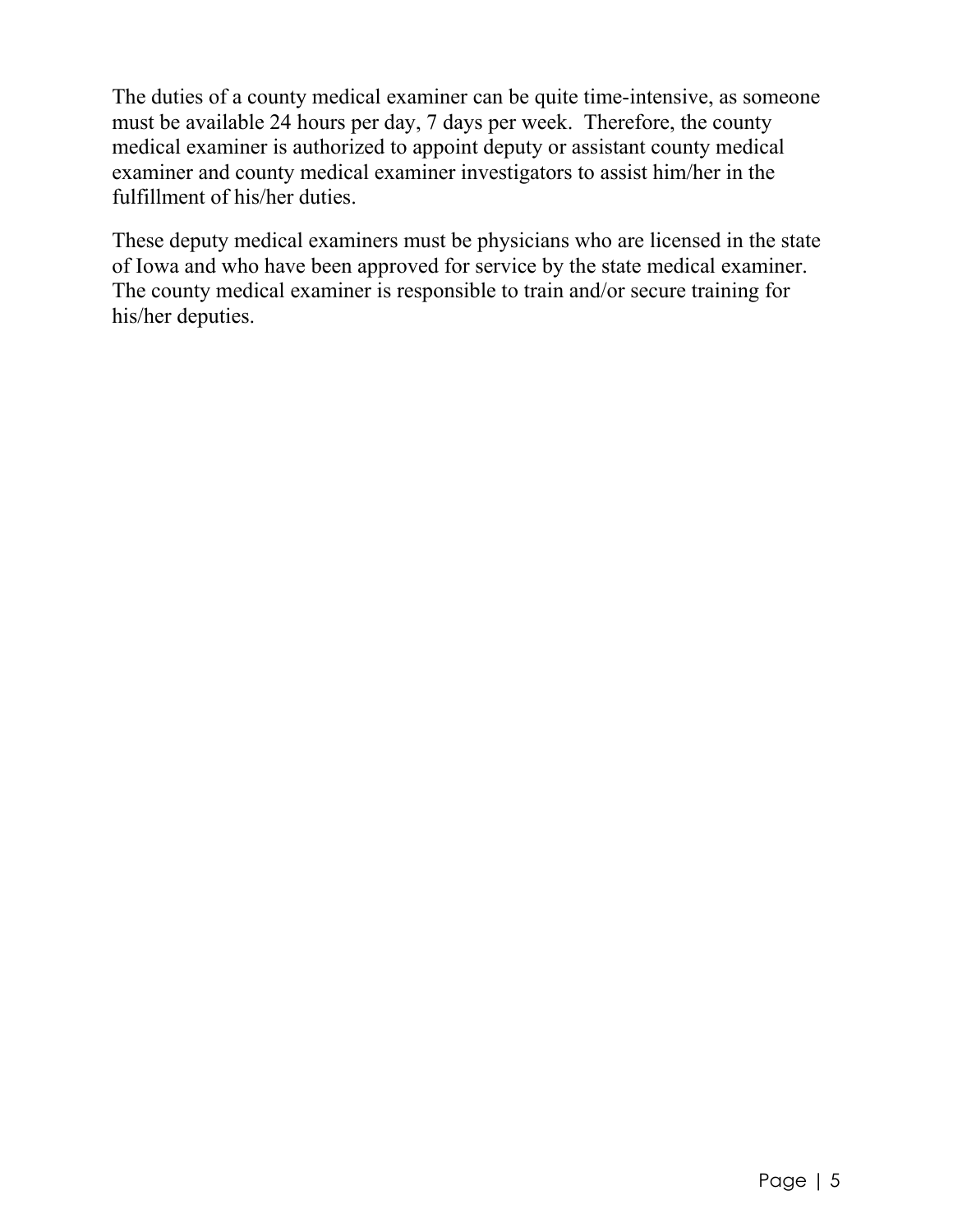The duties of a county medical examiner can be quite time-intensive, as someone must be available 24 hours per day, 7 days per week. Therefore, the county medical examiner is authorized to appoint deputy or assistant county medical examiner and county medical examiner investigators to assist him/her in the fulfillment of his/her duties.

These deputy medical examiners must be physicians who are licensed in the state of Iowa and who have been approved for service by the state medical examiner. The county medical examiner is responsible to train and/or secure training for his/her deputies.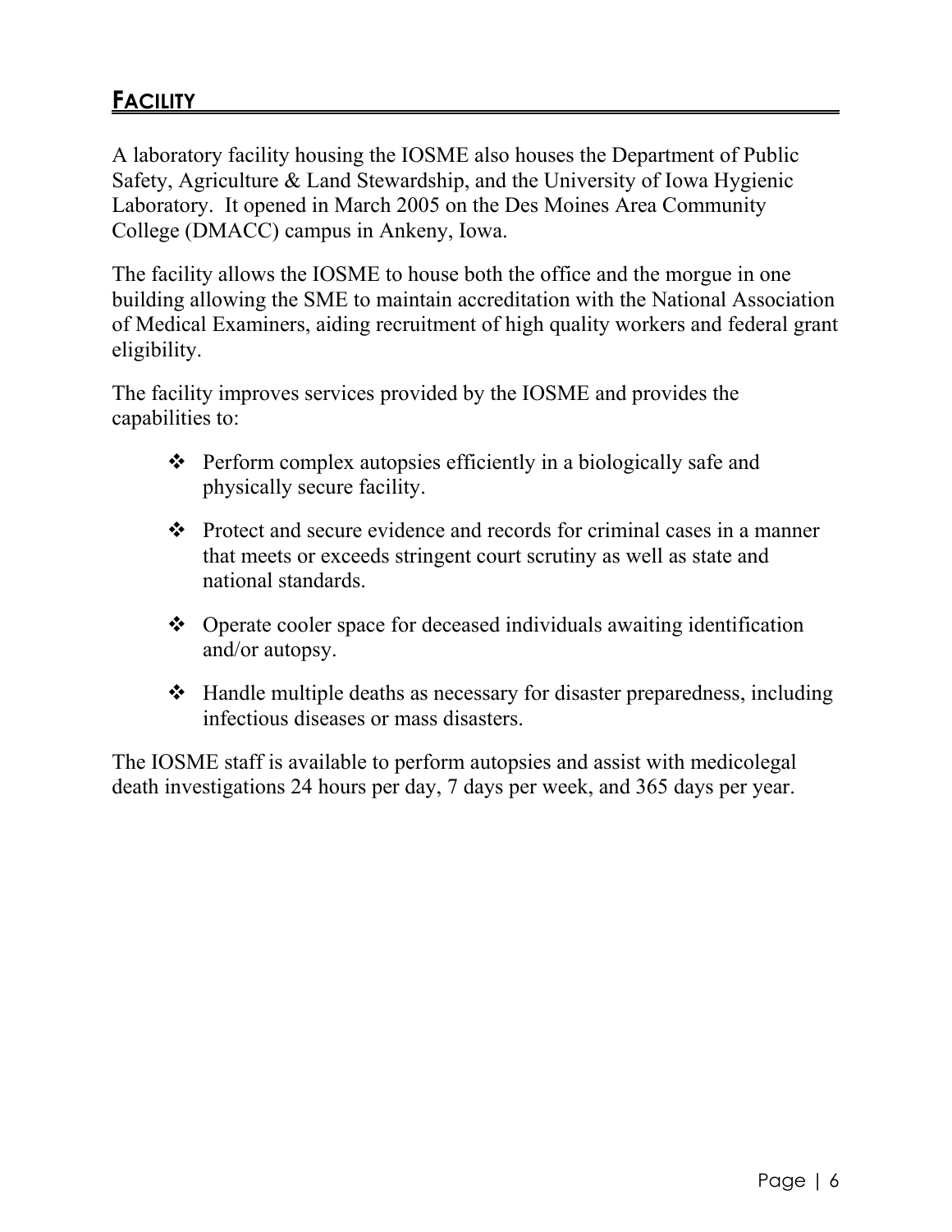## Facility

A laboratory facility housing the IOSME also houses the Department of Public Safety, Agriculture & Land Stewardship, and the University of Iowa Hygienic Laboratory. It opened in March 2005 on the Des Moines Area Community College (DMACC) campus in Ankeny, Iowa.

The facility allows the IOSME to house both the office and the morgue in one building allowing the SME to maintain accreditation with the National Association of Medical Examiners, aiding recruitment of high quality workers and federal grant eligibility.

The facility improves services provided by the IOSME and provides the capabilities to:

- Perform complex autopsies efficiently in a biologically safe and physically secure facility.
- Protect and secure evidence and records for criminal cases in a manner that meets or exceeds stringent court scrutiny as well as state and national standards.
- Operate cooler space for deceased individuals awaiting identification and/or autopsy.
- Handle multiple deaths as necessary for disaster preparedness, including infectious diseases or mass disasters.

The IOSME staff is available to perform autopsies and assist with medicolegal death investigations 24 hours per day, 7 days per week, and 365 days per year.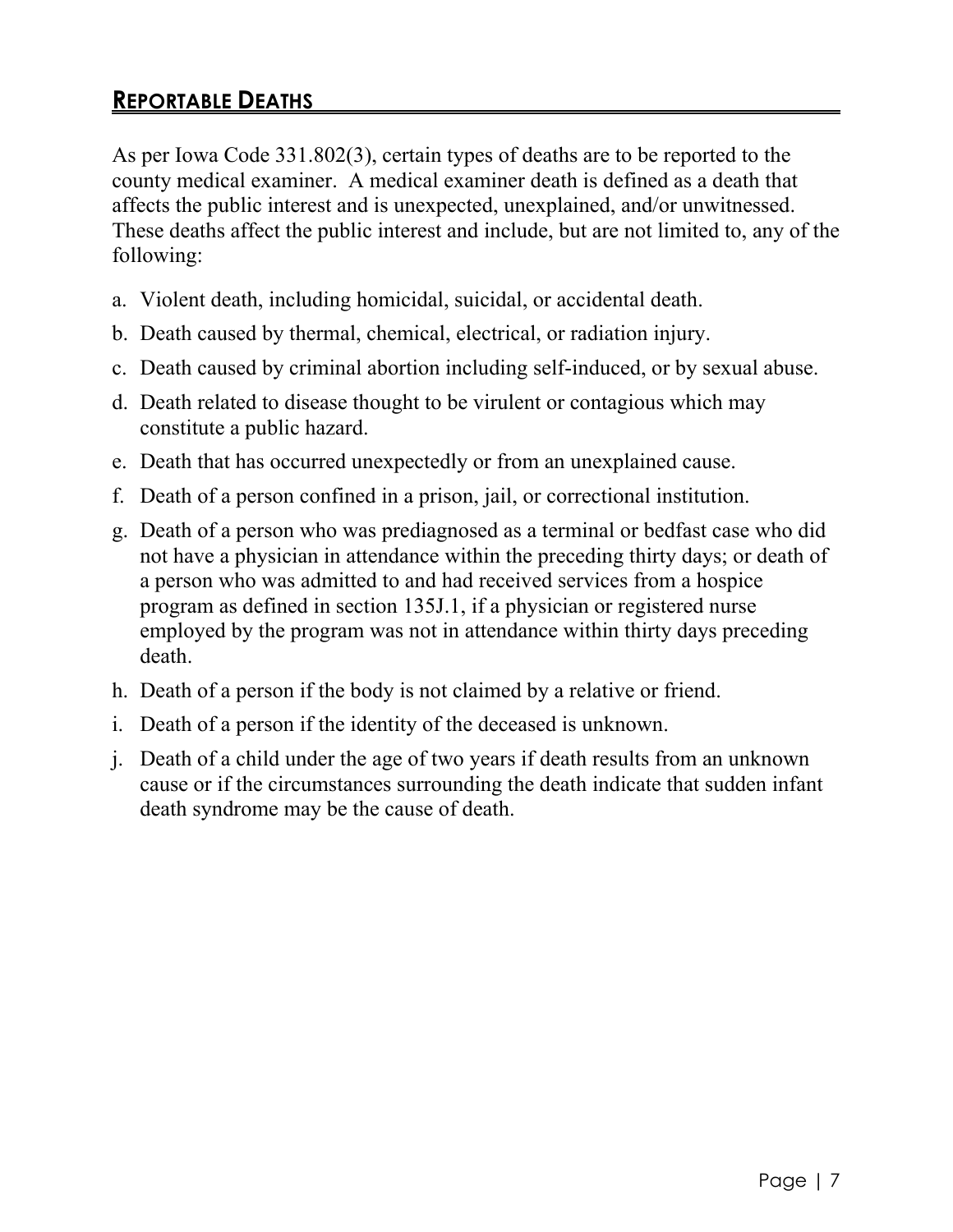## REPORTABLE DEATHS

As per Iowa Code 331.802(3), certain types of deaths are to be reported to the county medical examiner. A medical examiner death is defined as a death that affects the public interest and is unexpected, unexplained, and/or unwitnessed. These deaths affect the public interest and include, but are not limited to, any of the following:

a. Violent death, including homicidal, suicidal, or accidental death.
b. Death caused by thermal, chemical, electrical, or radiation injury.
c. Death caused by criminal abortion including self-induced, or by sexual abuse.
d. Death related to disease thought to be virulent or contagious which may constitute a public hazard.
e. Death that has occurred unexpectedly or from an unexplained cause.
f. Death of a person confined in a prison, jail, or correctional institution.
g. Death of a person who was prediagnosed as a terminal or bedfast case who did not have a physician in attendance within the preceding thirty days; or death of a person who was admitted to and had received services from a hospice program as defined in section 135J.1, if a physician or registered nurse employed by the program was not in attendance within thirty days preceding death.
h. Death of a person if the body is not claimed by a relative or friend.
i. Death of a person if the identity of the deceased is unknown.
j. Death of a child under the age of two years if death results from an unknown cause or if the circumstances surrounding the death indicate that sudden infant death syndrome may be the cause of death.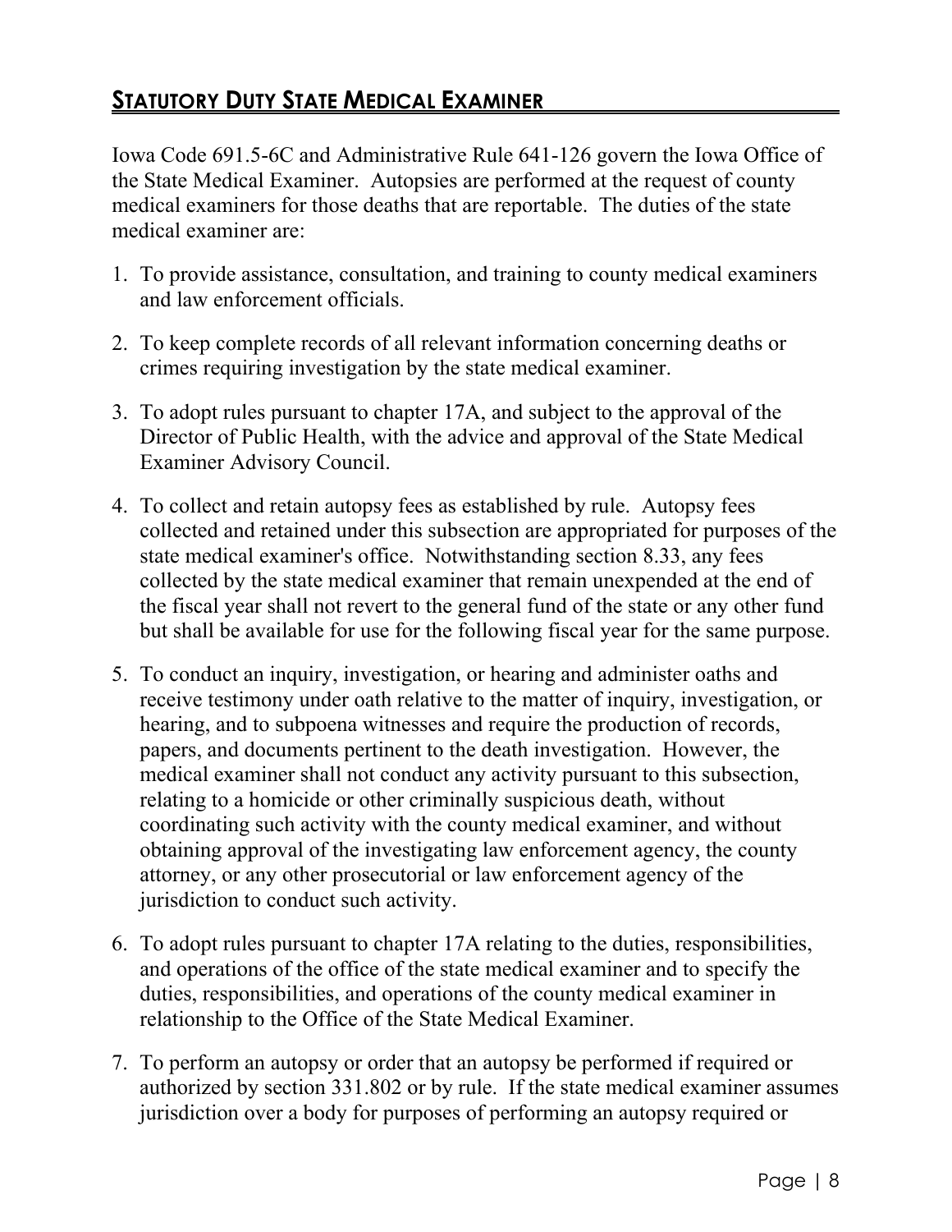## Statutory Duty State Medical Examiner

Iowa Code 691.5-6C and Administrative Rule 641-126 govern the Iowa Office of the State Medical Examiner. Autopsies are performed at the request of county medical examiners for those deaths that are reportable. The duties of the state medical examiner are:

1. To provide assistance, consultation, and training to county medical examiners and law enforcement officials.

2. To keep complete records of all relevant information concerning deaths or crimes requiring investigation by the state medical examiner.

3. To adopt rules pursuant to chapter 17A, and subject to the approval of the Director of Public Health, with the advice and approval of the State Medical Examiner Advisory Council.

4. To collect and retain autopsy fees as established by rule. Autopsy fees collected and retained under this subsection are appropriated for purposes of the state medical examiner's office. Notwithstanding section 8.33, any fees collected by the state medical examiner that remain unexpended at the end of the fiscal year shall not revert to the general fund of the state or any other fund but shall be available for use for the following fiscal year for the same purpose.

5. To conduct an inquiry, investigation, or hearing and administer oaths and receive testimony under oath relative to the matter of inquiry, investigation, or hearing, and to subpoena witnesses and require the production of records, papers, and documents pertinent to the death investigation. However, the medical examiner shall not conduct any activity pursuant to this subsection, relating to a homicide or other criminally suspicious death, without coordinating such activity with the county medical examiner, and without obtaining approval of the investigating law enforcement agency, the county attorney, or any other prosecutorial or law enforcement agency of the jurisdiction to conduct such activity.

6. To adopt rules pursuant to chapter 17A relating to the duties, responsibilities, and operations of the office of the state medical examiner and to specify the duties, responsibilities, and operations of the county medical examiner in relationship to the Office of the State Medical Examiner.

7. To perform an autopsy or order that an autopsy be performed if required or authorized by section 331.802 or by rule. If the state medical examiner assumes jurisdiction over a body for purposes of performing an autopsy required or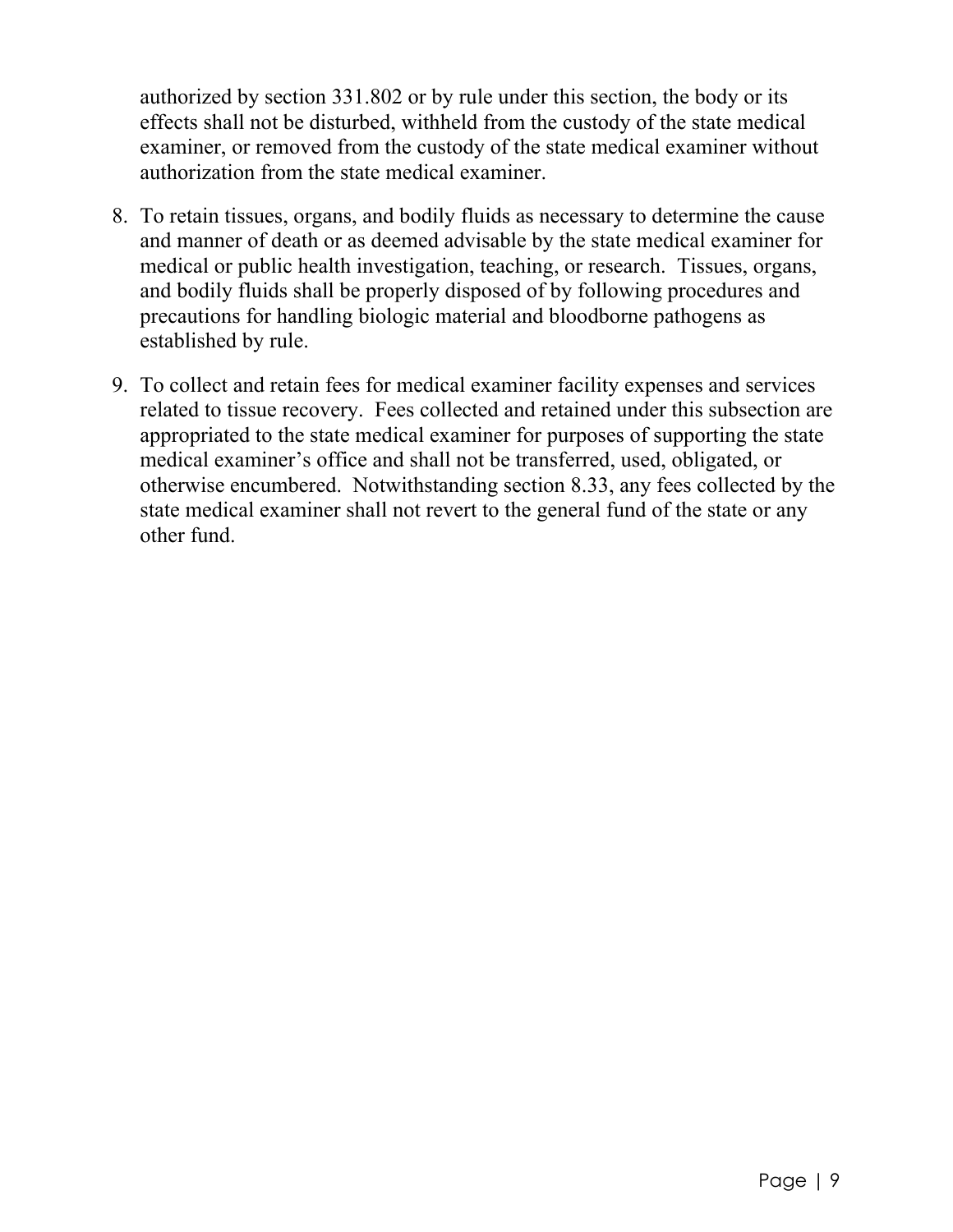authorized by section 331.802 or by rule under this section, the body or its effects shall not be disturbed, withheld from the custody of the state medical examiner, or removed from the custody of the state medical examiner without authorization from the state medical examiner.

8. To retain tissues, organs, and bodily fluids as necessary to determine the cause and manner of death or as deemed advisable by the state medical examiner for medical or public health investigation, teaching, or research. Tissues, organs, and bodily fluids shall be properly disposed of by following procedures and precautions for handling biologic material and bloodborne pathogens as established by rule.

9. To collect and retain fees for medical examiner facility expenses and services related to tissue recovery. Fees collected and retained under this subsection are appropriated to the state medical examiner for purposes of supporting the state medical examiner's office and shall not be transferred, used, obligated, or otherwise encumbered. Notwithstanding section 8.33, any fees collected by the state medical examiner shall not revert to the general fund of the state or any other fund.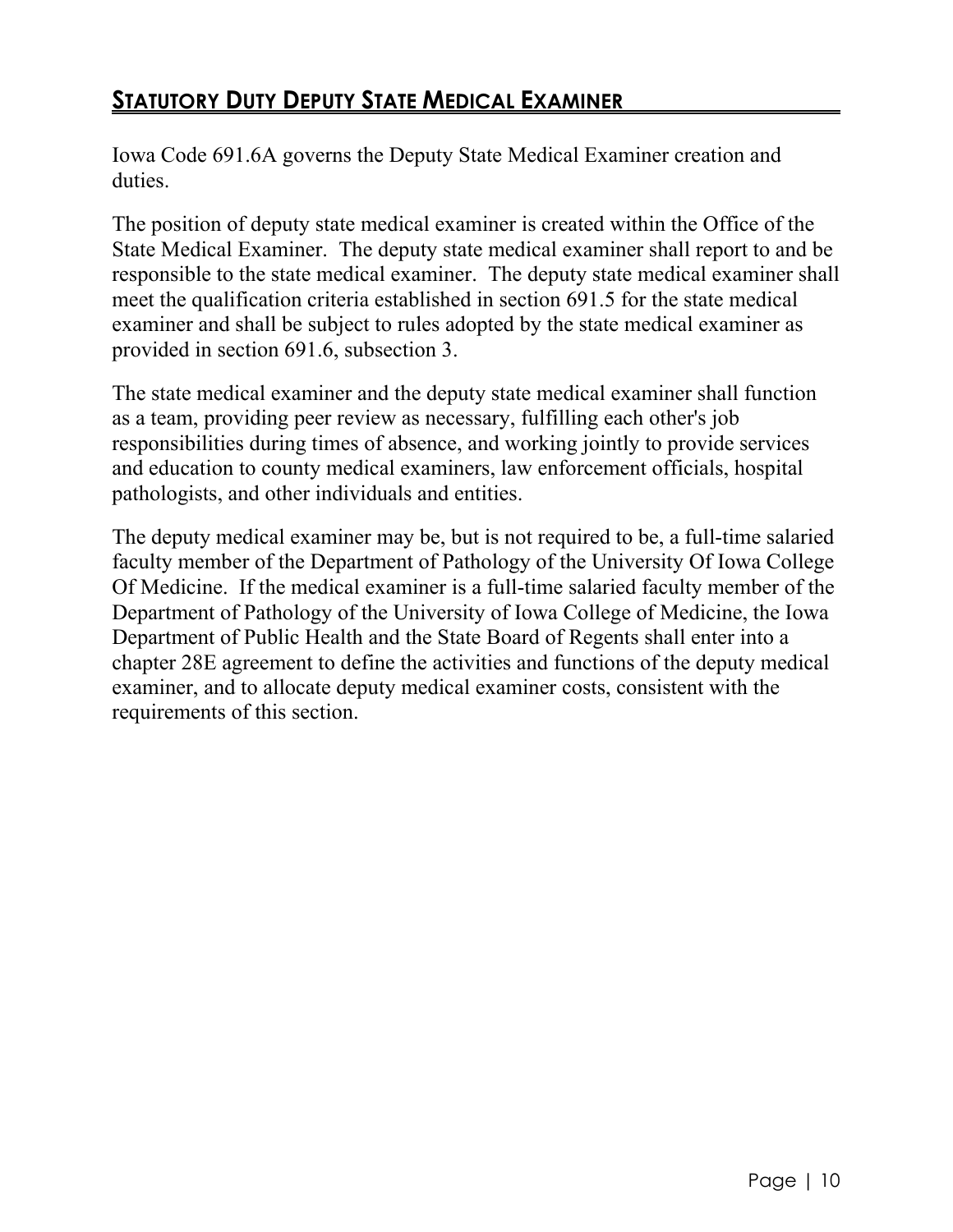## STATUTORY DUTY DEPUTY STATE MEDICAL EXAMINER

Iowa Code 691.6A governs the Deputy State Medical Examiner creation and duties.

The position of deputy state medical examiner is created within the Office of the State Medical Examiner. The deputy state medical examiner shall report to and be responsible to the state medical examiner. The deputy state medical examiner shall meet the qualification criteria established in section 691.5 for the state medical examiner and shall be subject to rules adopted by the state medical examiner as provided in section 691.6, subsection 3.

The state medical examiner and the deputy state medical examiner shall function as a team, providing peer review as necessary, fulfilling each other's job responsibilities during times of absence, and working jointly to provide services and education to county medical examiners, law enforcement officials, hospital pathologists, and other individuals and entities.

The deputy medical examiner may be, but is not required to be, a full-time salaried faculty member of the Department of Pathology of the University Of Iowa College Of Medicine. If the medical examiner is a full-time salaried faculty member of the Department of Pathology of the University of Iowa College of Medicine, the Iowa Department of Public Health and the State Board of Regents shall enter into a chapter 28E agreement to define the activities and functions of the deputy medical examiner, and to allocate deputy medical examiner costs, consistent with the requirements of this section.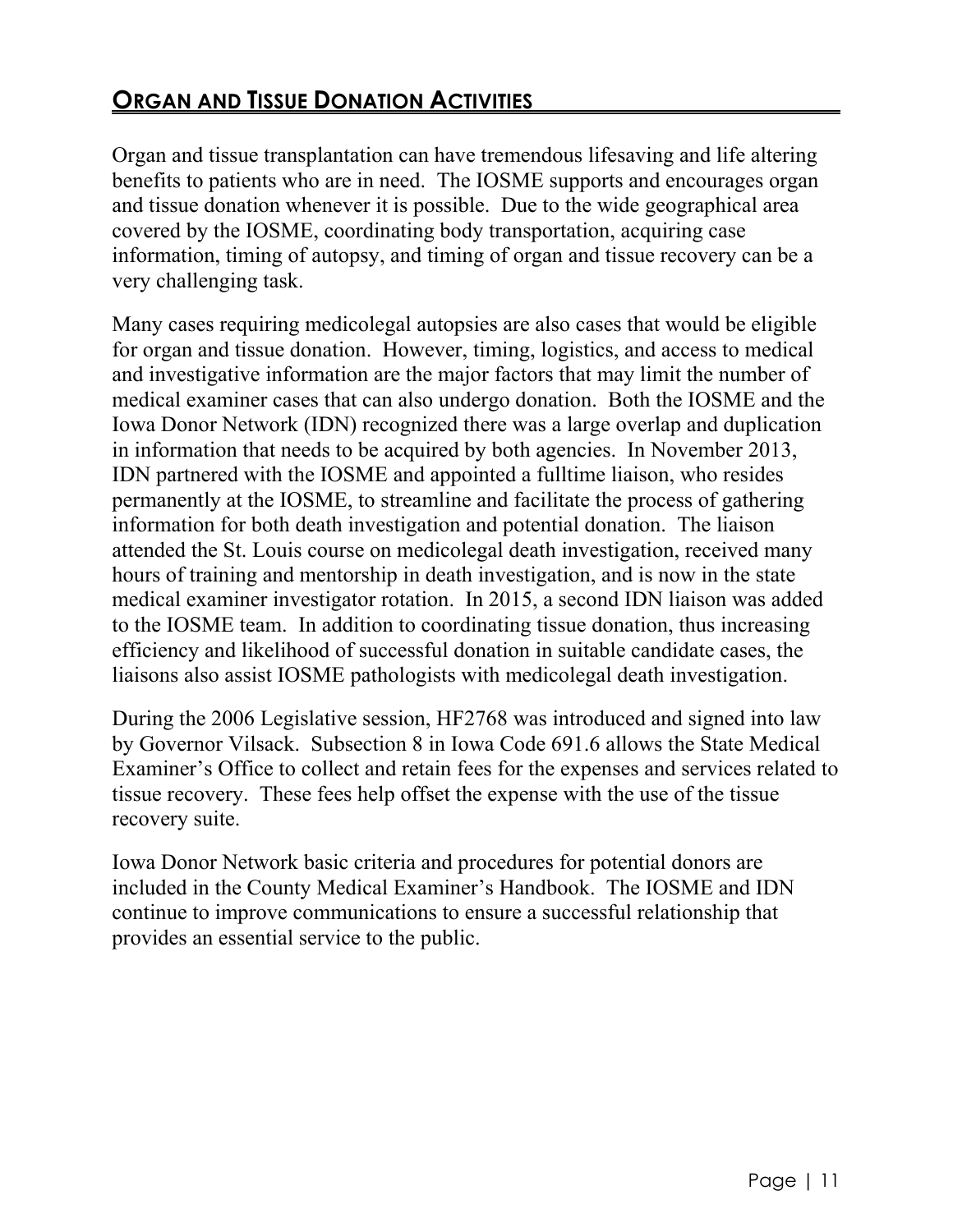## Organ and Tissue Donation Activities

Organ and tissue transplantation can have tremendous lifesaving and life altering benefits to patients who are in need. The IOSME supports and encourages organ and tissue donation whenever it is possible. Due to the wide geographical area covered by the IOSME, coordinating body transportation, acquiring case information, timing of autopsy, and timing of organ and tissue recovery can be a very challenging task.

Many cases requiring medicolegal autopsies are also cases that would be eligible for organ and tissue donation. However, timing, logistics, and access to medical and investigative information are the major factors that may limit the number of medical examiner cases that can also undergo donation. Both the IOSME and the Iowa Donor Network (IDN) recognized there was a large overlap and duplication in information that needs to be acquired by both agencies. In November 2013, IDN partnered with the IOSME and appointed a fulltime liaison, who resides permanently at the IOSME, to streamline and facilitate the process of gathering information for both death investigation and potential donation. The liaison attended the St. Louis course on medicolegal death investigation, received many hours of training and mentorship in death investigation, and is now in the state medical examiner investigator rotation. In 2015, a second IDN liaison was added to the IOSME team. In addition to coordinating tissue donation, thus increasing efficiency and likelihood of successful donation in suitable candidate cases, the liaisons also assist IOSME pathologists with medicolegal death investigation.

During the 2006 Legislative session, HF2768 was introduced and signed into law by Governor Vilsack. Subsection 8 in Iowa Code 691.6 allows the State Medical Examiner's Office to collect and retain fees for the expenses and services related to tissue recovery. These fees help offset the expense with the use of the tissue recovery suite.

Iowa Donor Network basic criteria and procedures for potential donors are included in the County Medical Examiner's Handbook. The IOSME and IDN continue to improve communications to ensure a successful relationship that provides an essential service to the public.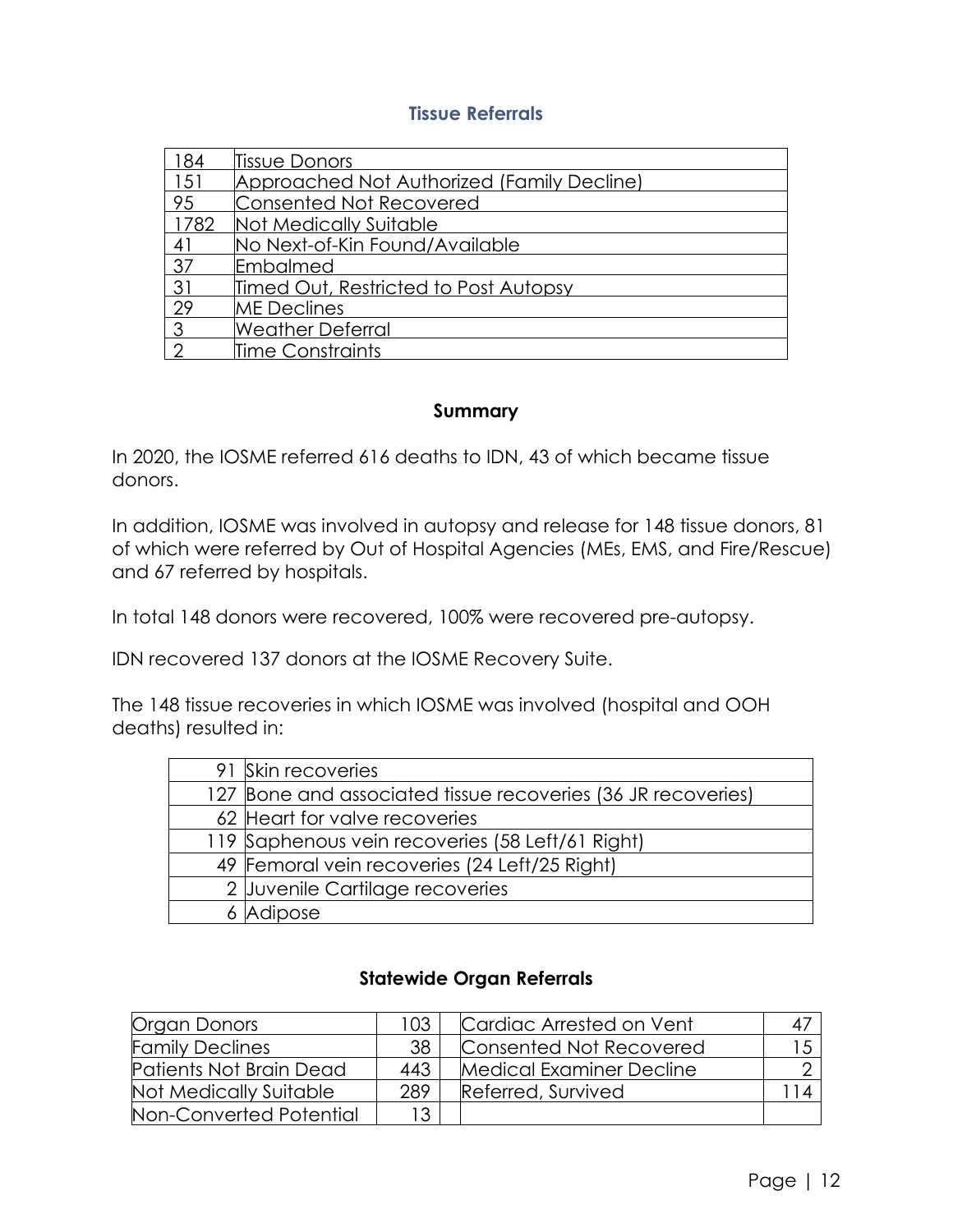## Tissue Referrals

| | |
|---|---|
| 184 | Tissue Donors |
| 151 | Approached Not Authorized (Family Decline) |
| 95 | Consented Not Recovered |
| 1782 | Not Medically Suitable |
| 41 | No Next-of-Kin Found/Available |
| 37 | Embalmed |
| 31 | Timed Out, Restricted to Post Autopsy |
| 29 | ME Declines |
| 3 | Weather Deferral |
| 2 | Time Constraints |

### Summary

In 2020, the IOSME referred 616 deaths to IDN, 43 of which became tissue donors.

In addition, IOSME was involved in autopsy and release for 148 tissue donors, 81 of which were referred by Out of Hospital Agencies (MEs, EMS, and Fire/Rescue) and 67 referred by hospitals.

In total 148 donors were recovered, 100% were recovered pre-autopsy.

IDN recovered 137 donors at the IOSME Recovery Suite.

The 148 tissue recoveries in which IOSME was involved (hospital and OOH deaths) resulted in:

| | |
|---|---|
| 91 | Skin recoveries |
| 127 | Bone and associated tissue recoveries (36 JR recoveries) |
| 62 | Heart for valve recoveries |
| 119 | Saphenous vein recoveries (58 Left/61 Right) |
| 49 | Femoral vein recoveries (24 Left/25 Right) |
| 2 | Juvenile Cartilage recoveries |
| 6 | Adipose |

### Statewide Organ Referrals

| | | | |
|---|---|---|---|
| Organ Donors | 103 | Cardiac Arrested on Vent | 47 |
| Family Declines | 38 | Consented Not Recovered | 15 |
| Patients Not Brain Dead | 443 | Medical Examiner Decline | 2 |
| Not Medically Suitable | 289 | Referred, Survived | 114 |
| Non-Converted Potential | 13 | | |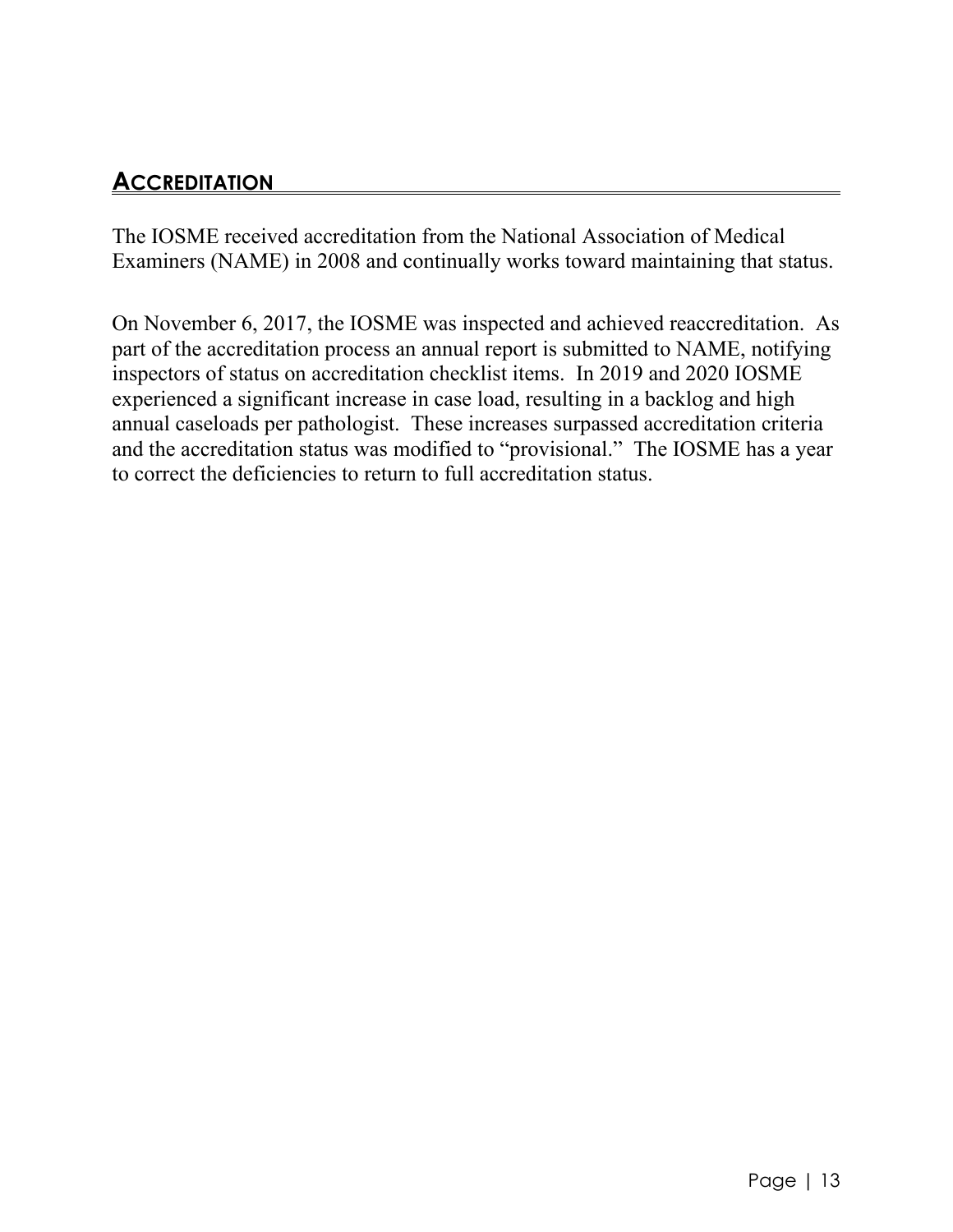## ACCREDITATION

The IOSME received accreditation from the National Association of Medical Examiners (NAME) in 2008 and continually works toward maintaining that status.

On November 6, 2017, the IOSME was inspected and achieved reaccreditation. As part of the accreditation process an annual report is submitted to NAME, notifying inspectors of status on accreditation checklist items. In 2019 and 2020 IOSME experienced a significant increase in case load, resulting in a backlog and high annual caseloads per pathologist. These increases surpassed accreditation criteria and the accreditation status was modified to "provisional." The IOSME has a year to correct the deficiencies to return to full accreditation status.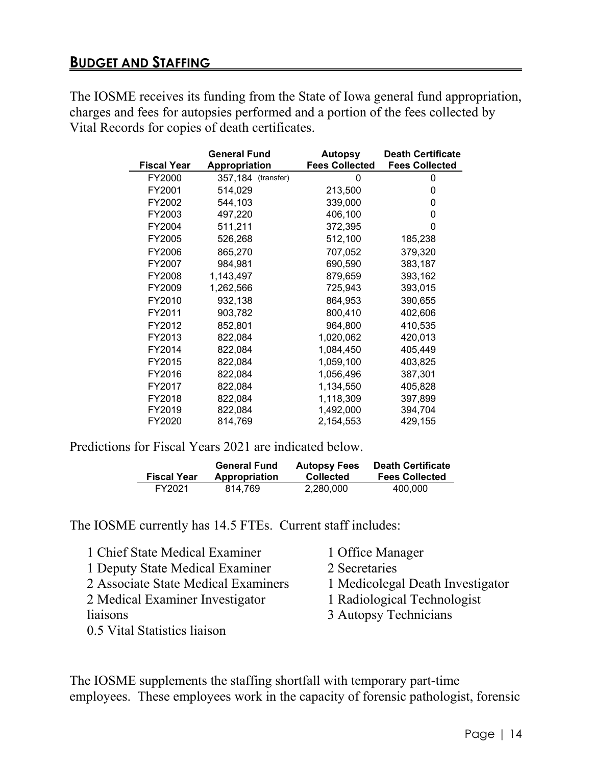## BUDGET AND STAFFING

The IOSME receives its funding from the State of Iowa general fund appropriation, charges and fees for autopsies performed and a portion of the fees collected by Vital Records for copies of death certificates.

| Fiscal Year | General Fund Appropriation | Autopsy Fees Collected | Death Certificate Fees Collected |
|---|---|---|---|
| FY2000 | 357,184 (transfer) | 0 | 0 |
| FY2001 | 514,029 | 213,500 | 0 |
| FY2002 | 544,103 | 339,000 | 0 |
| FY2003 | 497,220 | 406,100 | 0 |
| FY2004 | 511,211 | 372,395 | 0 |
| FY2005 | 526,268 | 512,100 | 185,238 |
| FY2006 | 865,270 | 707,052 | 379,320 |
| FY2007 | 984,981 | 690,590 | 383,187 |
| FY2008 | 1,143,497 | 879,659 | 393,162 |
| FY2009 | 1,262,566 | 725,943 | 393,015 |
| FY2010 | 932,138 | 864,953 | 390,655 |
| FY2011 | 903,782 | 800,410 | 402,606 |
| FY2012 | 852,801 | 964,800 | 410,535 |
| FY2013 | 822,084 | 1,020,062 | 420,013 |
| FY2014 | 822,084 | 1,084,450 | 405,449 |
| FY2015 | 822,084 | 1,059,100 | 403,825 |
| FY2016 | 822,084 | 1,056,496 | 387,301 |
| FY2017 | 822,084 | 1,134,550 | 405,828 |
| FY2018 | 822,084 | 1,118,309 | 397,899 |
| FY2019 | 822,084 | 1,492,000 | 394,704 |
| FY2020 | 814,769 | 2,154,553 | 429,155 |

Predictions for Fiscal Years 2021 are indicated below.

| Fiscal Year | General Fund Appropriation | Autopsy Fees Collected | Death Certificate Fees Collected |
|---|---|---|---|
| FY2021 | 814,769 | 2,280,000 | 400,000 |

The IOSME currently has 14.5 FTEs. Current staff includes:

- 1 Chief State Medical Examiner
- 1 Deputy State Medical Examiner
- 2 Associate State Medical Examiners
- 2 Medical Examiner Investigator liaisons
- 0.5 Vital Statistics liaison
- 1 Office Manager
- 2 Secretaries
- 1 Medicolegal Death Investigator
- 1 Radiological Technologist
- 3 Autopsy Technicians

The IOSME supplements the staffing shortfall with temporary part-time employees. These employees work in the capacity of forensic pathologist, forensic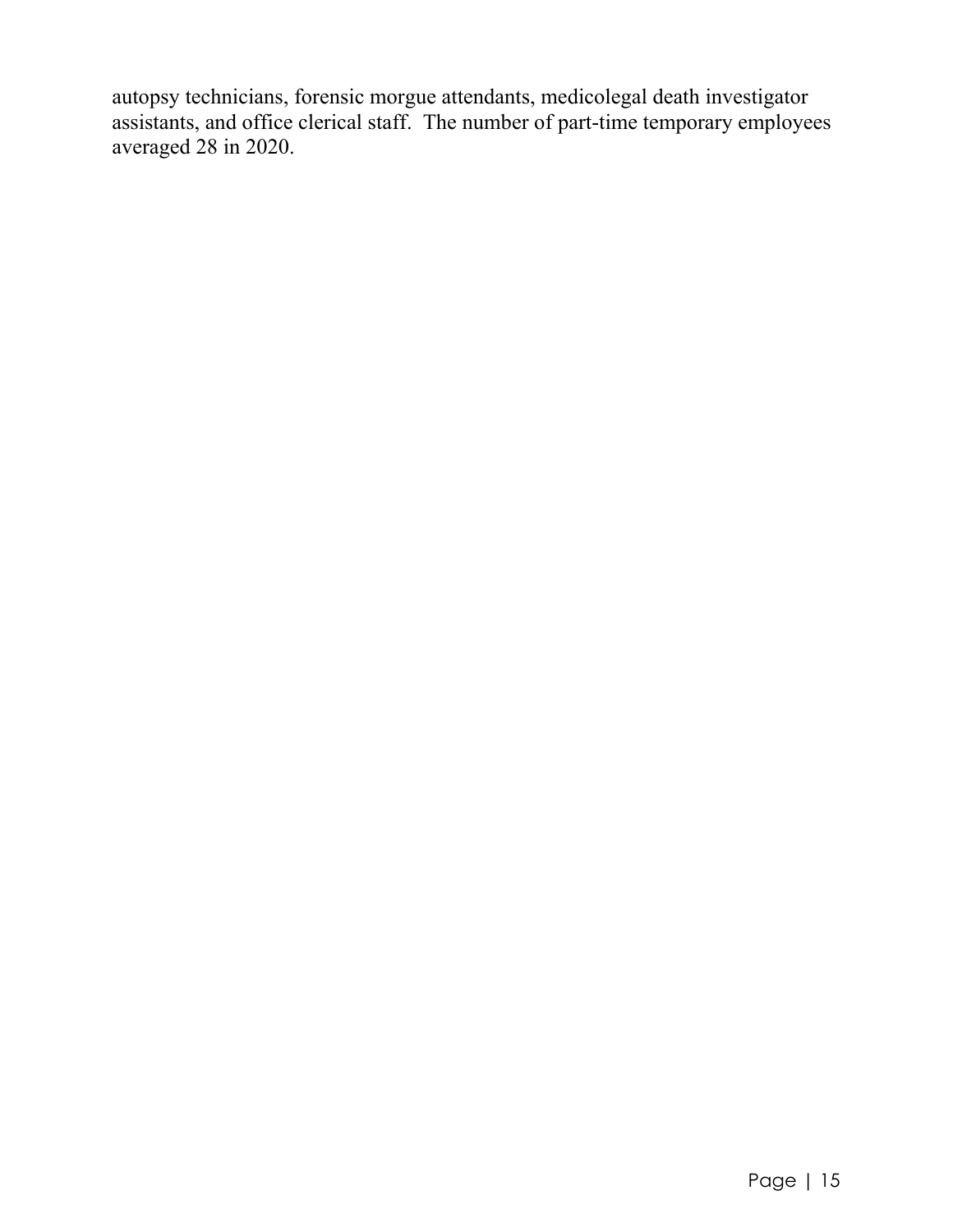autopsy technicians, forensic morgue attendants, medicolegal death investigator assistants, and office clerical staff. The number of part-time temporary employees averaged 28 in 2020.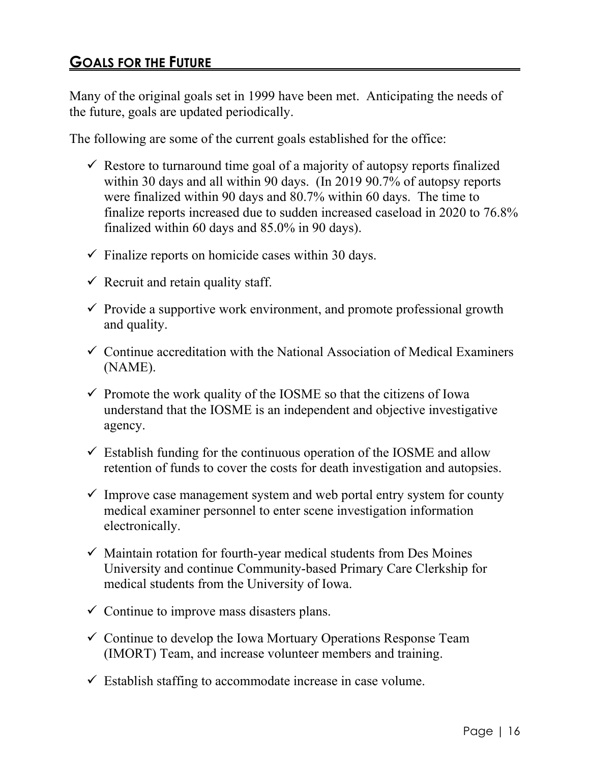## GOALS FOR THE FUTURE

Many of the original goals set in 1999 have been met. Anticipating the needs of the future, goals are updated periodically.

The following are some of the current goals established for the office:

- ✓ Restore to turnaround time goal of a majority of autopsy reports finalized within 30 days and all within 90 days. (In 2019 90.7% of autopsy reports were finalized within 90 days and 80.7% within 60 days. The time to finalize reports increased due to sudden increased caseload in 2020 to 76.8% finalized within 60 days and 85.0% in 90 days).
- ✓ Finalize reports on homicide cases within 30 days.
- ✓ Recruit and retain quality staff.
- ✓ Provide a supportive work environment, and promote professional growth and quality.
- ✓ Continue accreditation with the National Association of Medical Examiners (NAME).
- ✓ Promote the work quality of the IOSME so that the citizens of Iowa understand that the IOSME is an independent and objective investigative agency.
- ✓ Establish funding for the continuous operation of the IOSME and allow retention of funds to cover the costs for death investigation and autopsies.
- ✓ Improve case management system and web portal entry system for county medical examiner personnel to enter scene investigation information electronically.
- ✓ Maintain rotation for fourth-year medical students from Des Moines University and continue Community-based Primary Care Clerkship for medical students from the University of Iowa.
- ✓ Continue to improve mass disasters plans.
- ✓ Continue to develop the Iowa Mortuary Operations Response Team (IMORT) Team, and increase volunteer members and training.
- ✓ Establish staffing to accommodate increase in case volume.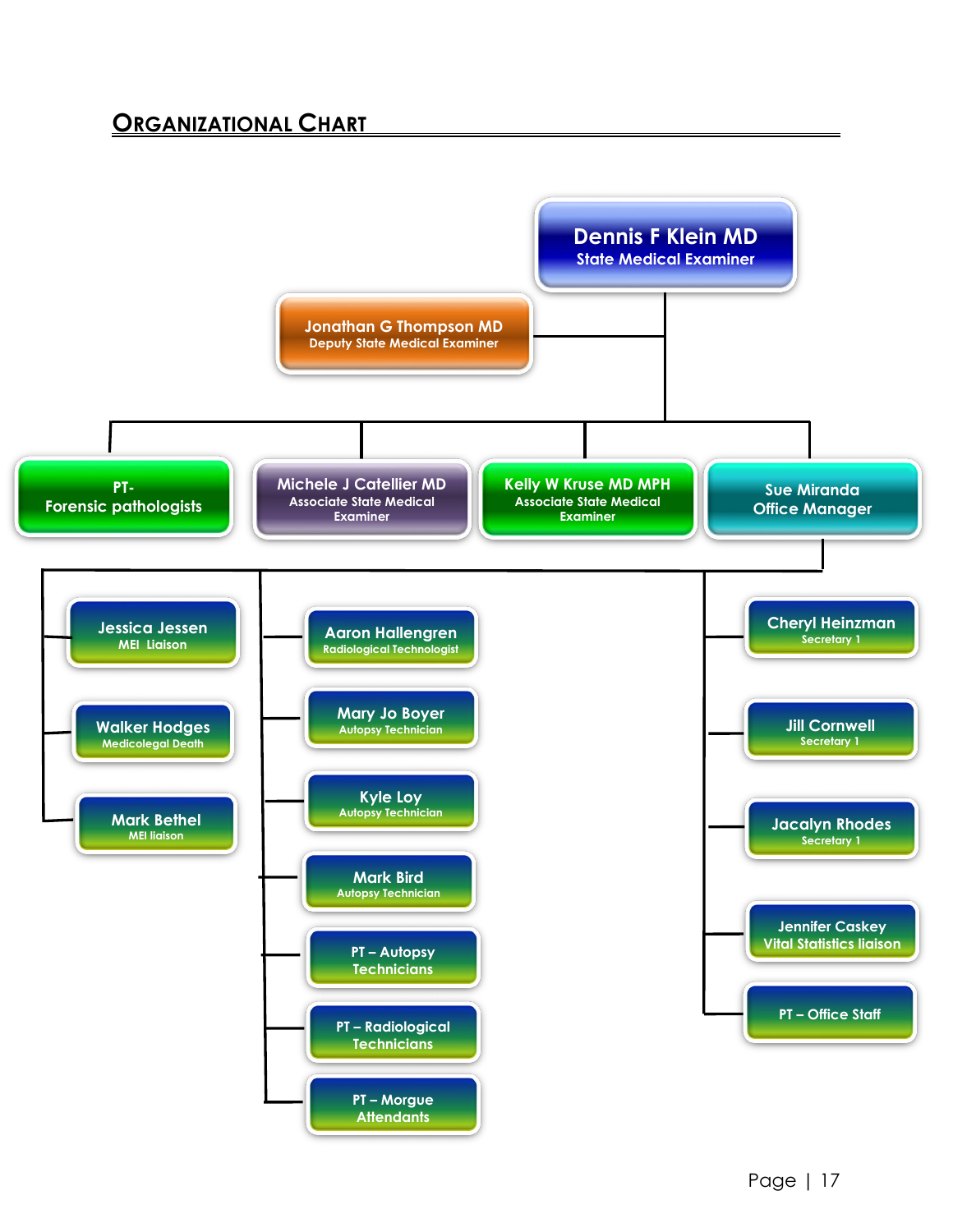## Organizational Chart

Dennis F Klein MD
State Medical Examiner

Jonathan G Thompson MD
Deputy State Medical Examiner

PT-
Forensic pathologists

Michele J Catellier MD
Associate State Medical Examiner

Kelly W Kruse MD MPH
Associate State Medical Examiner

Sue Miranda
Office Manager

Jessica Jessen
MEI Liaison

Walker Hodges
Medicolegal Death

Mark Bethel
MEI liaison

Aaron Hallengren
Radiological Technologist

Mary Jo Boyer
Autopsy Technician

Kyle Loy
Autopsy Technician

Mark Bird
Autopsy Technician

PT – Autopsy Technicians

PT – Radiological Technicians

PT – Morgue Attendants

Cheryl Heinzman
Secretary 1

Jill Cornwell
Secretary 1

Jacalyn Rhodes
Secretary 1

Jennifer Caskey
Vital Statistics liaison

PT – Office Staff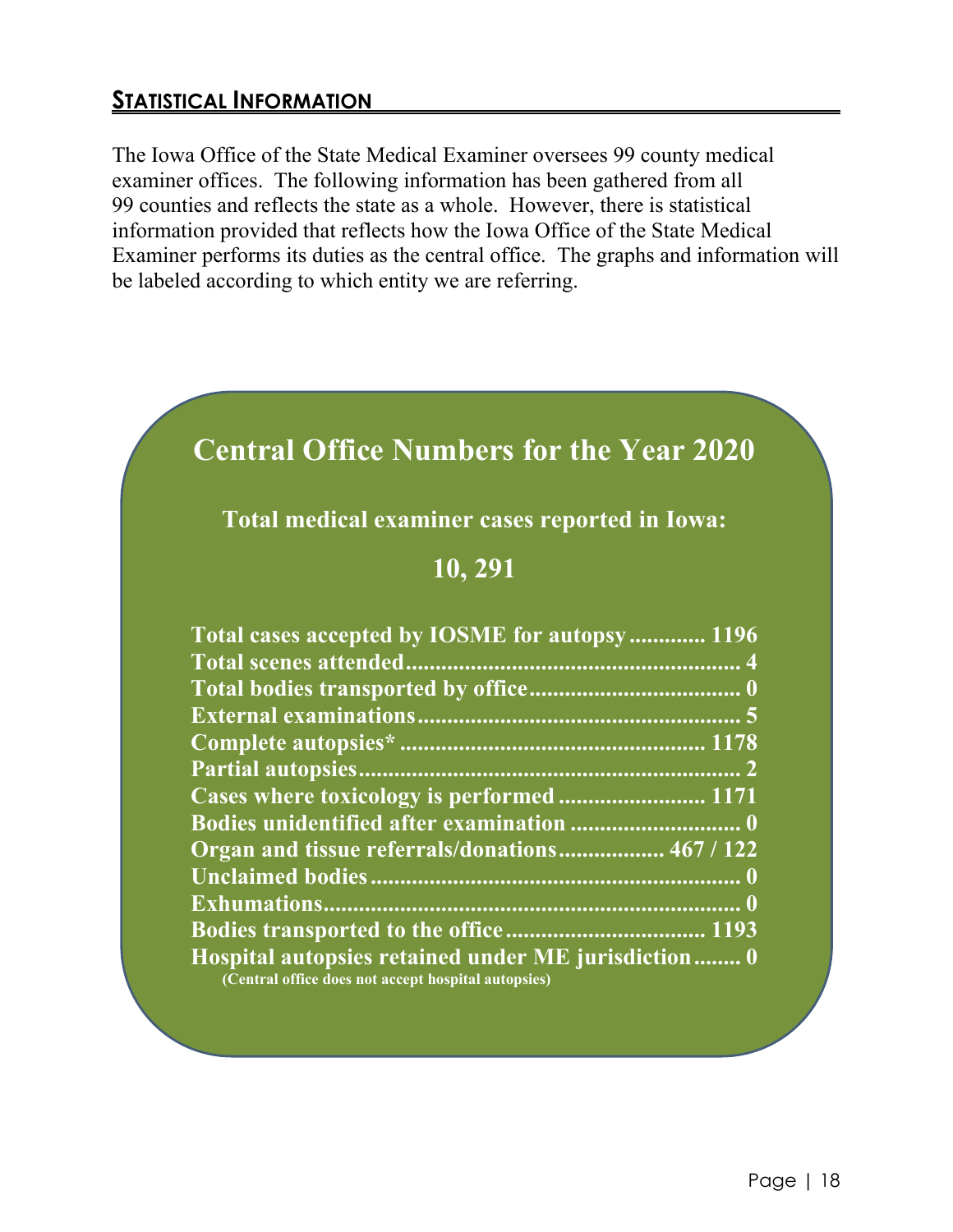## STATISTICAL INFORMATION

The Iowa Office of the State Medical Examiner oversees 99 county medical examiner offices. The following information has been gathered from all 99 counties and reflects the state as a whole. However, there is statistical information provided that reflects how the Iowa Office of the State Medical Examiner performs its duties as the central office. The graphs and information will be labeled according to which entity we are referring.

## Central Office Numbers for the Year 2020

**Total medical examiner cases reported in Iowa:**

**10, 291**

**Total cases accepted by IOSME for autopsy............. 1196**
**Total scenes attended.......................................................... 4**
**Total bodies transported by office..................................... 0**
**External examinations......................................................... 5**
**Complete autopsies* ..................................................... 1178**
**Partial autopsies................................................................... 2**
**Cases where toxicology is performed ......................... 1171**
**Bodies unidentified after examination ............................. 0**
**Organ and tissue referrals/donations.................. 467 / 122**
**Unclaimed bodies................................................................. 0**
**Exhumations......................................................................... 0**
**Bodies transported to the office.................................. 1193**
**Hospital autopsies retained under ME jurisdiction........ 0**
**(Central office does not accept hospital autopsies)**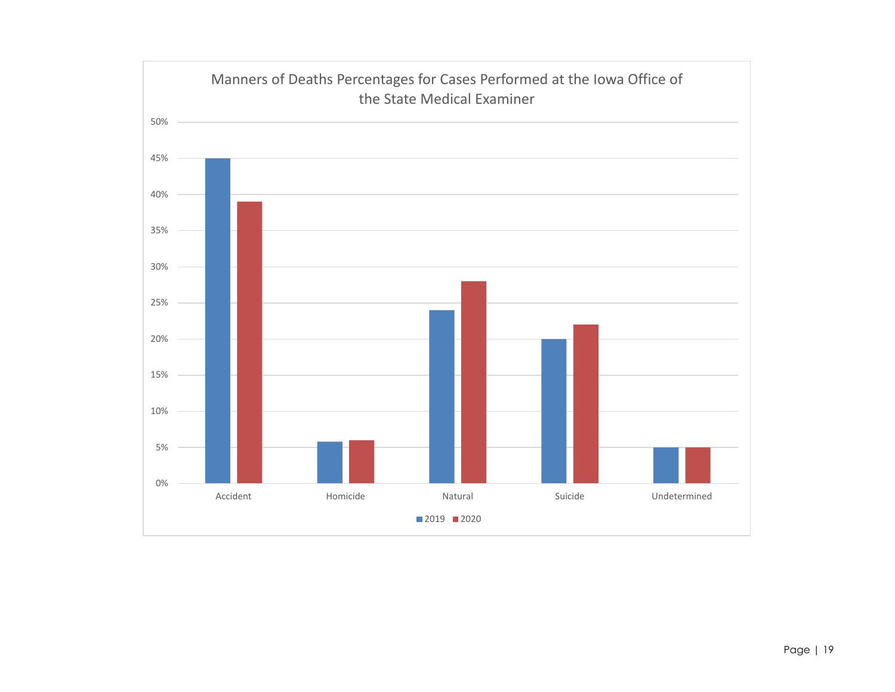Manners of Deaths Percentages for Cases Performed at the Iowa Office of the State Medical Examiner

50%
45%
40%
35%
30%
25%
20%
15%
10%
5%
0%

Accident
Homicide
Natural
Suicide
Undetermined

2019
2020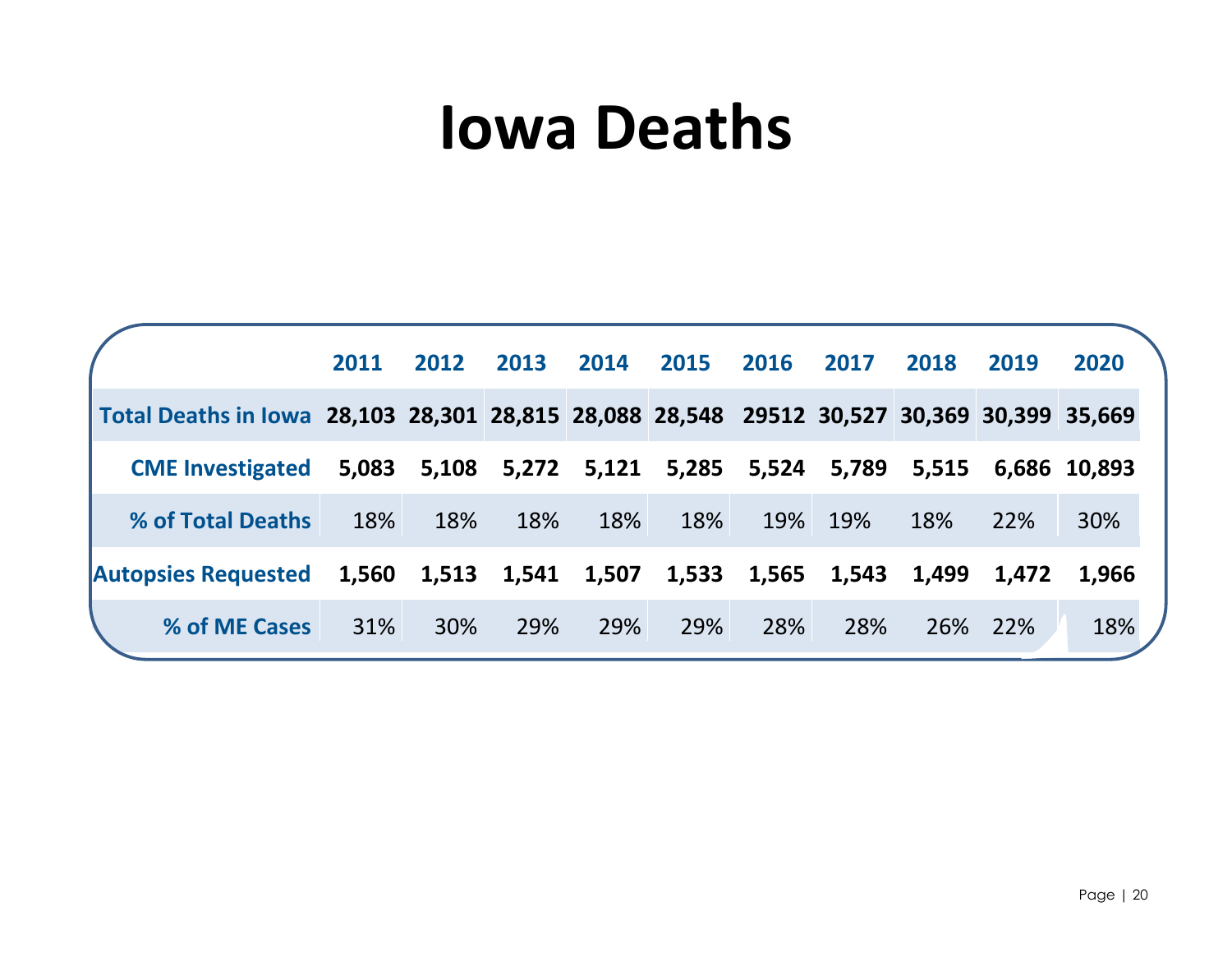# Iowa Deaths

| | 2011 | 2012 | 2013 | 2014 | 2015 | 2016 | 2017 | 2018 | 2019 | 2020 |
|---|---|---|---|---|---|---|---|---|---|---|
| Total Deaths in Iowa | 28,103 | 28,301 | 28,815 | 28,088 | 28,548 | 29512 | 30,527 | 30,369 | 30,399 | 35,669 |
| CME Investigated | 5,083 | 5,108 | 5,272 | 5,121 | 5,285 | 5,524 | 5,789 | 5,515 | 6,686 | 10,893 |
| % of Total Deaths | 18% | 18% | 18% | 18% | 18% | 19% | 19% | 18% | 22% | 30% |
| Autopsies Requested | 1,560 | 1,513 | 1,541 | 1,507 | 1,533 | 1,565 | 1,543 | 1,499 | 1,472 | 1,966 |
| % of ME Cases | 31% | 30% | 29% | 29% | 29% | 28% | 28% | 26% | 22% | 18% |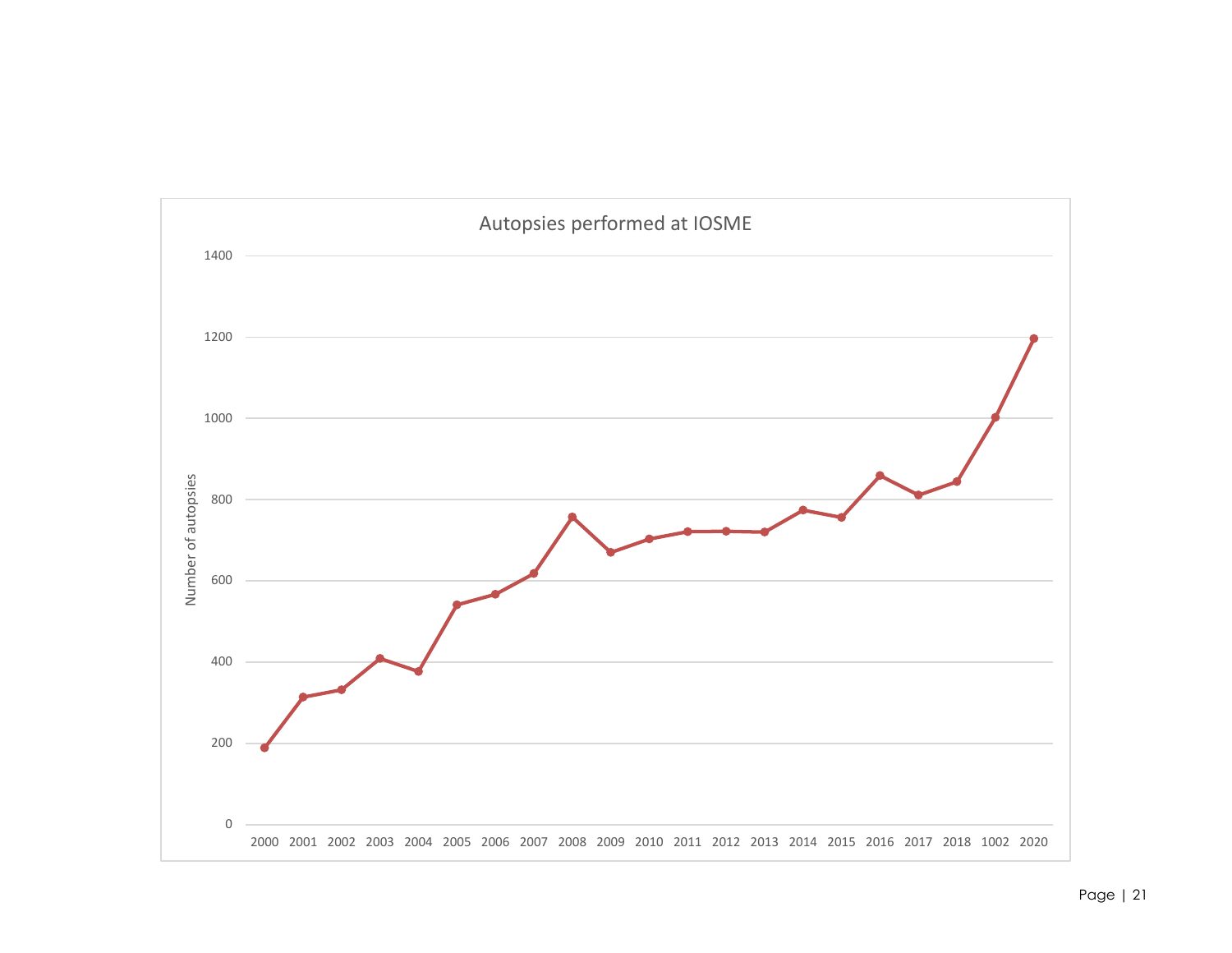Autopsies performed at IOSME

Number of autopsies

1400
1200
1000
800
600
400
200
0

2000 2001 2002 2003 2004 2005 2006 2007 2008 2009 2010 2011 2012 2013 2014 2015 2016 2017 2018 1002 2020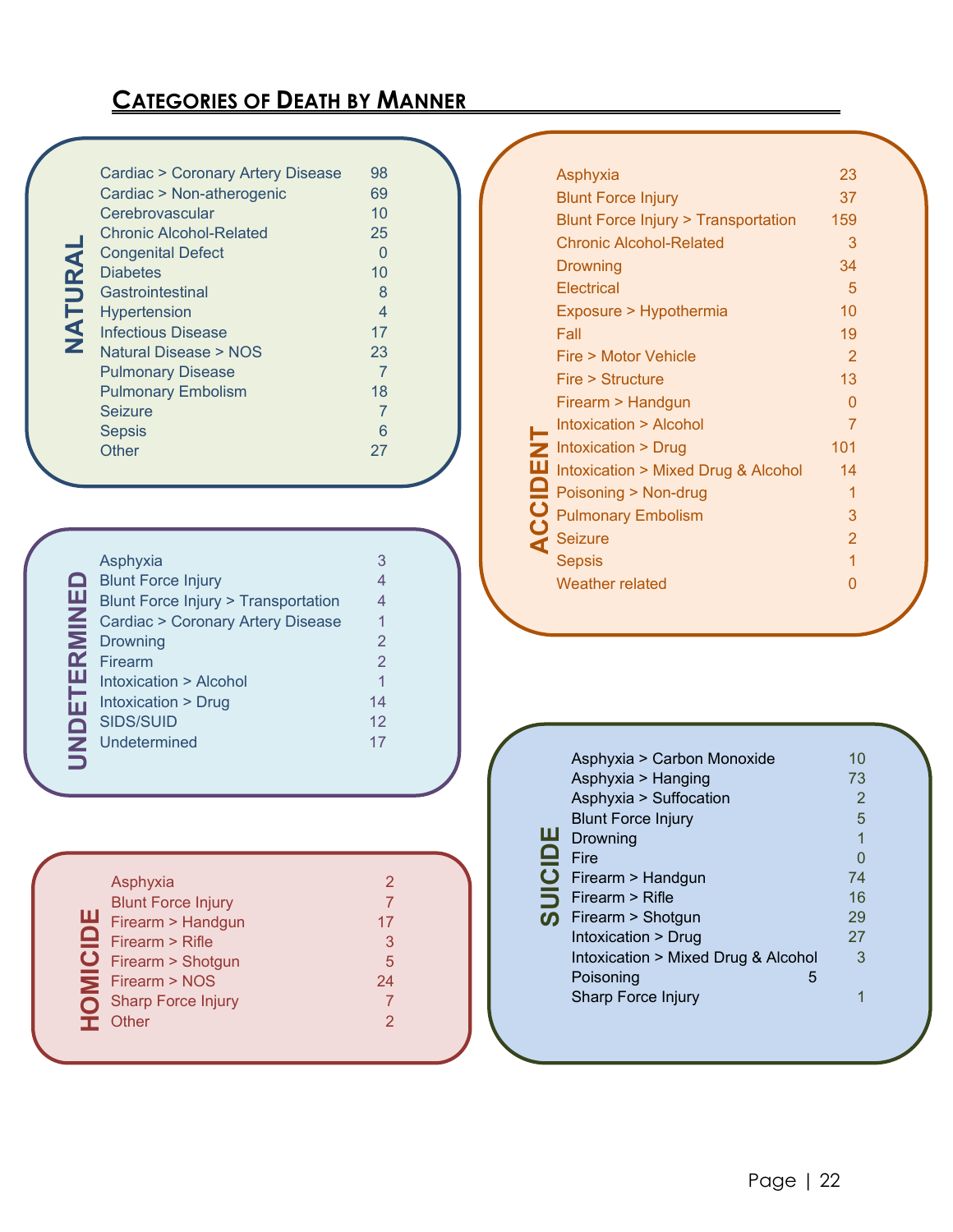## Categories of Death by Manner

### NATURAL

| | |
|---|---|
| Cardiac > Coronary Artery Disease | 98 |
| Cardiac > Non-atherogenic | 69 |
| Cerebrovascular | 10 |
| Chronic Alcohol-Related | 25 |
| Congenital Defect | 0 |
| Diabetes | 10 |
| Gastrointestinal | 8 |
| Hypertension | 4 |
| Infectious Disease | 17 |
| Natural Disease > NOS | 23 |
| Pulmonary Disease | 7 |
| Pulmonary Embolism | 18 |
| Seizure | 7 |
| Sepsis | 6 |
| Other | 27 |

### ACCIDENT

| | |
|---|---|
| Asphyxia | 23 |
| Blunt Force Injury | 37 |
| Blunt Force Injury > Transportation | 159 |
| Chronic Alcohol-Related | 3 |
| Drowning | 34 |
| Electrical | 5 |
| Exposure > Hypothermia | 10 |
| Fall | 19 |
| Fire > Motor Vehicle | 2 |
| Fire > Structure | 13 |
| Firearm > Handgun | 0 |
| Intoxication > Alcohol | 7 |
| Intoxication > Drug | 101 |
| Intoxication > Mixed Drug & Alcohol | 14 |
| Poisoning > Non-drug | 1 |
| Pulmonary Embolism | 3 |
| Seizure | 2 |
| Sepsis | 1 |
| Weather related | 0 |

### UNDETERMINED

| | |
|---|---|
| Asphyxia | 3 |
| Blunt Force Injury | 4 |
| Blunt Force Injury > Transportation | 4 |
| Cardiac > Coronary Artery Disease | 1 |
| Drowning | 2 |
| Firearm | 2 |
| Intoxication > Alcohol | 1 |
| Intoxication > Drug | 14 |
| SIDS/SUID | 12 |
| Undetermined | 17 |

### SUICIDE

| | |
|---|---|
| Asphyxia > Carbon Monoxide | 10 |
| Asphyxia > Hanging | 73 |
| Asphyxia > Suffocation | 2 |
| Blunt Force Injury | 5 |
| Drowning | 1 |
| Fire | 0 |
| Firearm > Handgun | 74 |
| Firearm > Rifle | 16 |
| Firearm > Shotgun | 29 |
| Intoxication > Drug | 27 |
| Intoxication > Mixed Drug & Alcohol | 3 |
| Poisoning | 5 |
| Sharp Force Injury | 1 |

### HOMICIDE

| | |
|---|---|
| Asphyxia | 2 |
| Blunt Force Injury | 7 |
| Firearm > Handgun | 17 |
| Firearm > Rifle | 3 |
| Firearm > Shotgun | 5 |
| Firearm > NOS | 24 |
| Sharp Force Injury | 7 |
| Other | 2 |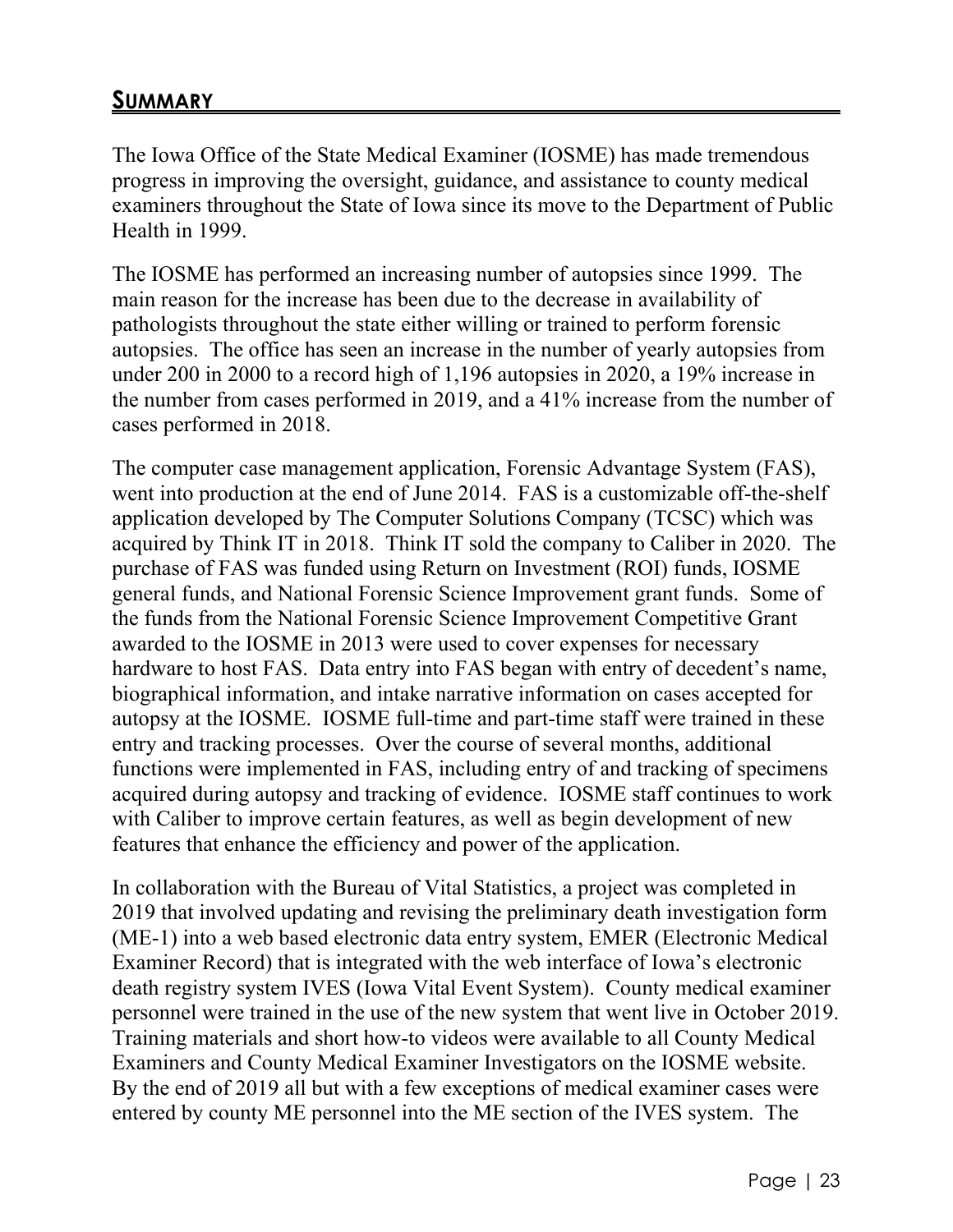## SUMMARY

The Iowa Office of the State Medical Examiner (IOSME) has made tremendous progress in improving the oversight, guidance, and assistance to county medical examiners throughout the State of Iowa since its move to the Department of Public Health in 1999.

The IOSME has performed an increasing number of autopsies since 1999. The main reason for the increase has been due to the decrease in availability of pathologists throughout the state either willing or trained to perform forensic autopsies. The office has seen an increase in the number of yearly autopsies from under 200 in 2000 to a record high of 1,196 autopsies in 2020, a 19% increase in the number from cases performed in 2019, and a 41% increase from the number of cases performed in 2018.

The computer case management application, Forensic Advantage System (FAS), went into production at the end of June 2014. FAS is a customizable off-the-shelf application developed by The Computer Solutions Company (TCSC) which was acquired by Think IT in 2018. Think IT sold the company to Caliber in 2020. The purchase of FAS was funded using Return on Investment (ROI) funds, IOSME general funds, and National Forensic Science Improvement grant funds. Some of the funds from the National Forensic Science Improvement Competitive Grant awarded to the IOSME in 2013 were used to cover expenses for necessary hardware to host FAS. Data entry into FAS began with entry of decedent's name, biographical information, and intake narrative information on cases accepted for autopsy at the IOSME. IOSME full-time and part-time staff were trained in these entry and tracking processes. Over the course of several months, additional functions were implemented in FAS, including entry of and tracking of specimens acquired during autopsy and tracking of evidence. IOSME staff continues to work with Caliber to improve certain features, as well as begin development of new features that enhance the efficiency and power of the application.

In collaboration with the Bureau of Vital Statistics, a project was completed in 2019 that involved updating and revising the preliminary death investigation form (ME-1) into a web based electronic data entry system, EMER (Electronic Medical Examiner Record) that is integrated with the web interface of Iowa's electronic death registry system IVES (Iowa Vital Event System). County medical examiner personnel were trained in the use of the new system that went live in October 2019. Training materials and short how-to videos were available to all County Medical Examiners and County Medical Examiner Investigators on the IOSME website. By the end of 2019 all but with a few exceptions of medical examiner cases were entered by county ME personnel into the ME section of the IVES system. The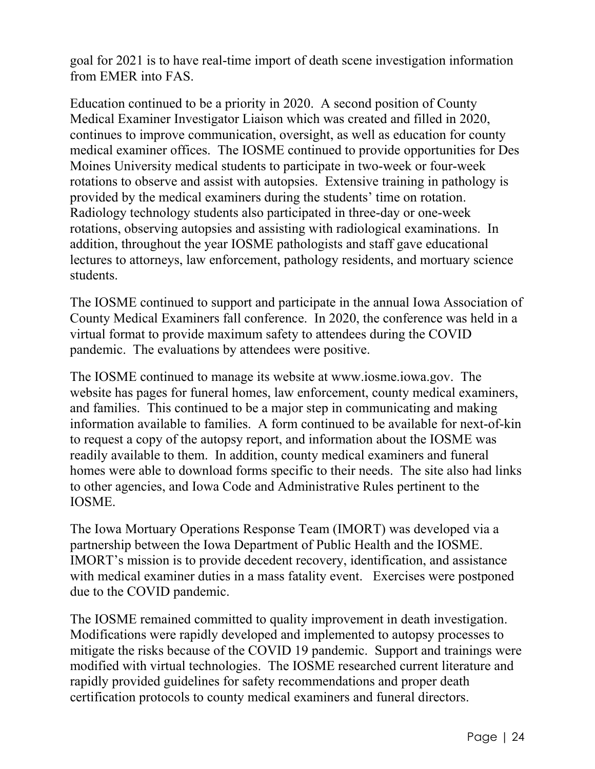goal for 2021 is to have real-time import of death scene investigation information from EMER into FAS.

Education continued to be a priority in 2020. A second position of County Medical Examiner Investigator Liaison which was created and filled in 2020, continues to improve communication, oversight, as well as education for county medical examiner offices. The IOSME continued to provide opportunities for Des Moines University medical students to participate in two-week or four-week rotations to observe and assist with autopsies. Extensive training in pathology is provided by the medical examiners during the students' time on rotation. Radiology technology students also participated in three-day or one-week rotations, observing autopsies and assisting with radiological examinations. In addition, throughout the year IOSME pathologists and staff gave educational lectures to attorneys, law enforcement, pathology residents, and mortuary science students.

The IOSME continued to support and participate in the annual Iowa Association of County Medical Examiners fall conference. In 2020, the conference was held in a virtual format to provide maximum safety to attendees during the COVID pandemic. The evaluations by attendees were positive.

The IOSME continued to manage its website at www.iosme.iowa.gov. The website has pages for funeral homes, law enforcement, county medical examiners, and families. This continued to be a major step in communicating and making information available to families. A form continued to be available for next-of-kin to request a copy of the autopsy report, and information about the IOSME was readily available to them. In addition, county medical examiners and funeral homes were able to download forms specific to their needs. The site also had links to other agencies, and Iowa Code and Administrative Rules pertinent to the IOSME.

The Iowa Mortuary Operations Response Team (IMORT) was developed via a partnership between the Iowa Department of Public Health and the IOSME. IMORT's mission is to provide decedent recovery, identification, and assistance with medical examiner duties in a mass fatality event. Exercises were postponed due to the COVID pandemic.

The IOSME remained committed to quality improvement in death investigation. Modifications were rapidly developed and implemented to autopsy processes to mitigate the risks because of the COVID 19 pandemic. Support and trainings were modified with virtual technologies. The IOSME researched current literature and rapidly provided guidelines for safety recommendations and proper death certification protocols to county medical examiners and funeral directors.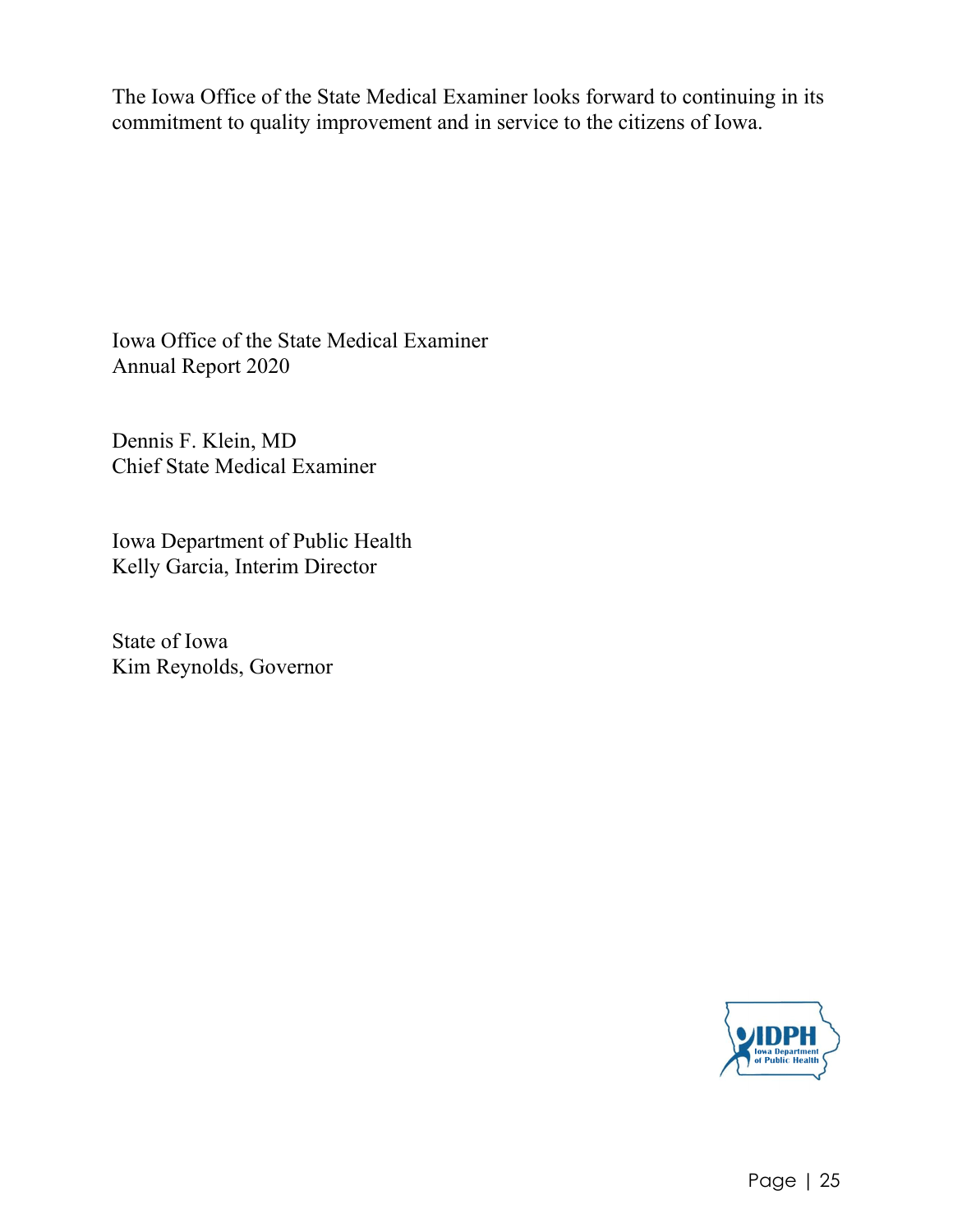The Iowa Office of the State Medical Examiner looks forward to continuing in its commitment to quality improvement and in service to the citizens of Iowa.

Iowa Office of the State Medical Examiner
Annual Report 2020

Dennis F. Klein, MD
Chief State Medical Examiner

Iowa Department of Public Health
Kelly Garcia, Interim Director

State of Iowa
Kim Reynolds, Governor